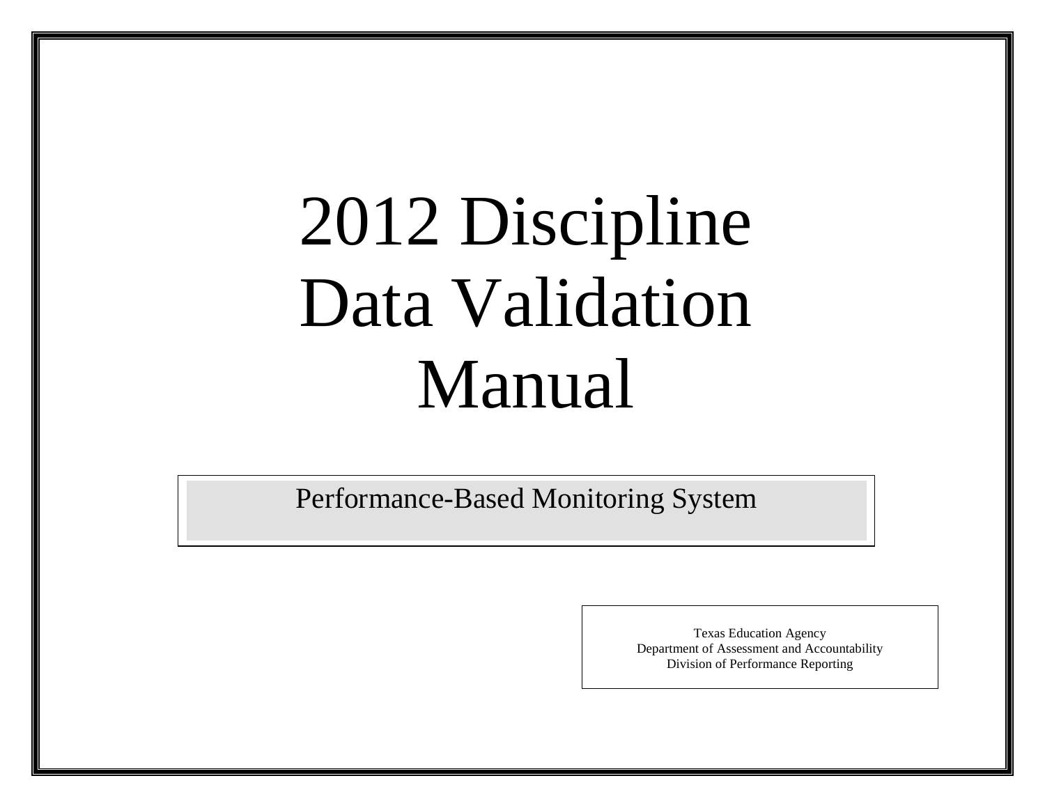# 2012 Discipline Data Validation Manual

Performance-Based Monitoring System

Texas Education Agency
Department of Assessment and Accountability
Division of Performance Reporting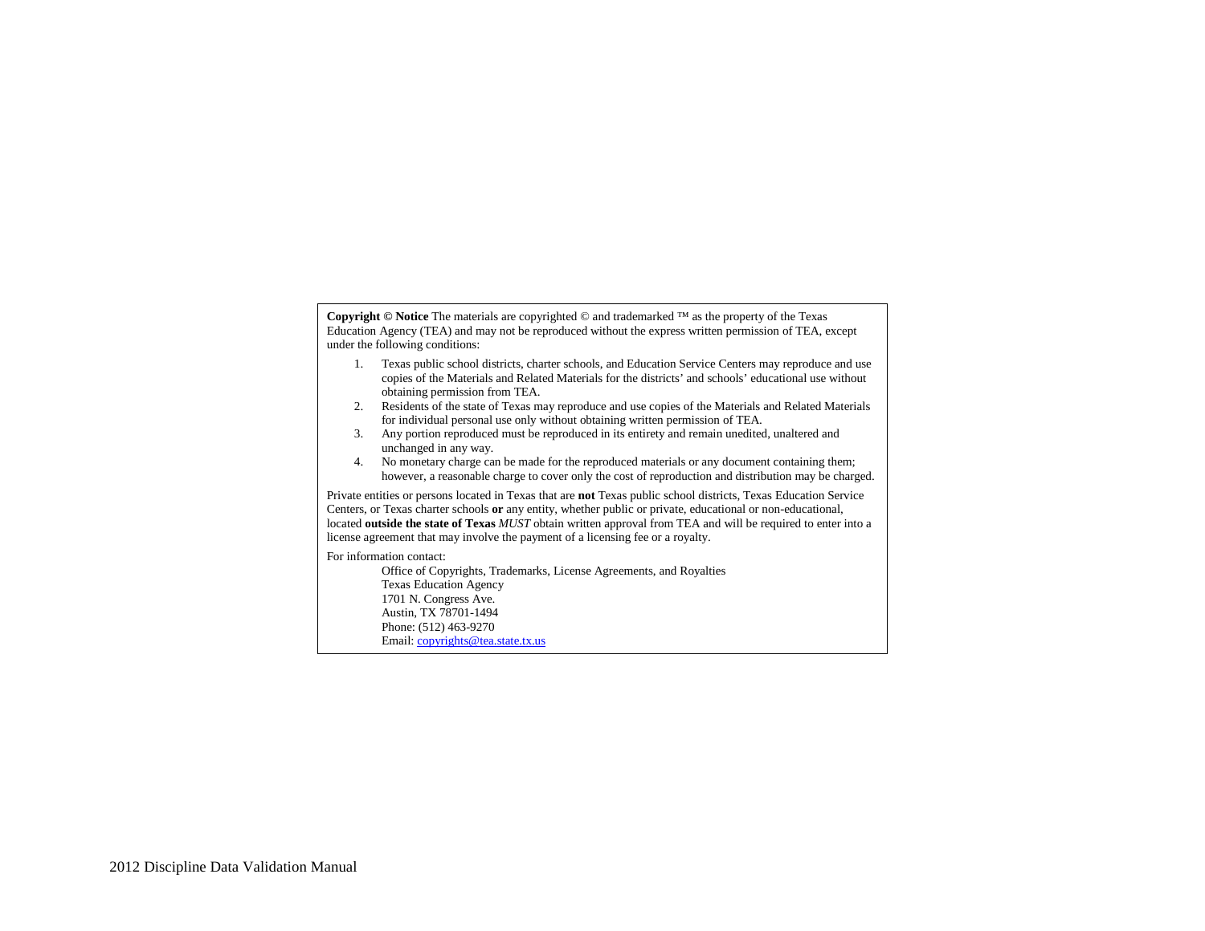**Copyright © Notice** The materials are copyrighted © and trademarked ™ as the property of the Texas Education Agency (TEA) and may not be reproduced without the express written permission of TEA, except under the following conditions:

1. Texas public school districts, charter schools, and Education Service Centers may reproduce and use copies of the Materials and Related Materials for the districts' and schools' educational use without obtaining permission from TEA.
2. Residents of the state of Texas may reproduce and use copies of the Materials and Related Materials for individual personal use only without obtaining written permission of TEA.
3. Any portion reproduced must be reproduced in its entirety and remain unedited, unaltered and unchanged in any way.
4. No monetary charge can be made for the reproduced materials or any document containing them; however, a reasonable charge to cover only the cost of reproduction and distribution may be charged.

Private entities or persons located in Texas that are **not** Texas public school districts, Texas Education Service Centers, or Texas charter schools **or** any entity, whether public or private, educational or non-educational, located **outside the state of Texas** *MUST* obtain written approval from TEA and will be required to enter into a license agreement that may involve the payment of a licensing fee or a royalty.

For information contact:

Office of Copyrights, Trademarks, License Agreements, and Royalties
Texas Education Agency
1701 N. Congress Ave.
Austin, TX 78701-1494
Phone: (512) 463-9270
Email: copyrights@tea.state.tx.us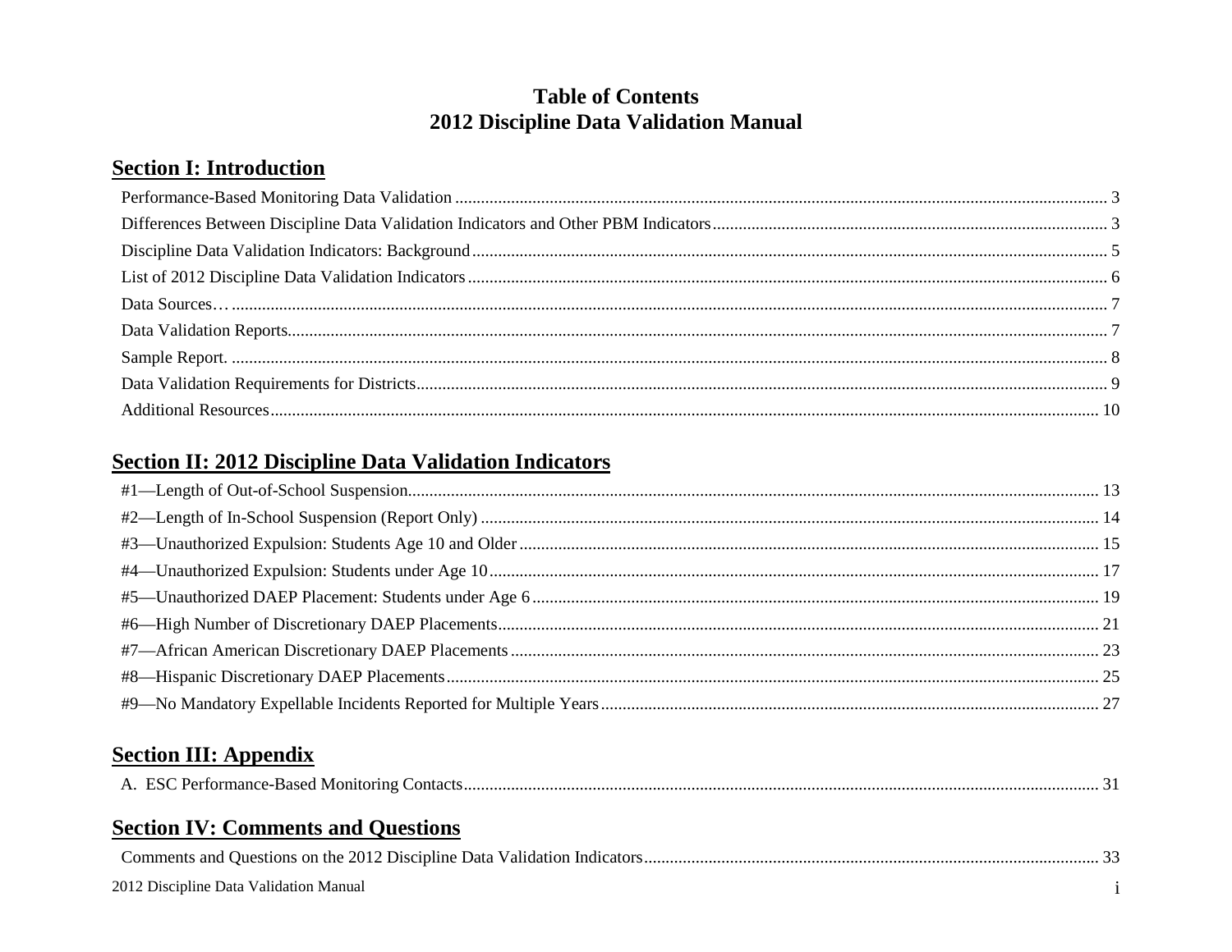# Table of Contents
# 2012 Discipline Data Validation Manual

## Section I: Introduction

Performance-Based Monitoring Data Validation ........ 3
Differences Between Discipline Data Validation Indicators and Other PBM Indicators ........ 3
Discipline Data Validation Indicators: Background ........ 5
List of 2012 Discipline Data Validation Indicators ........ 6
Data Sources… ........ 7
Data Validation Reports ........ 7
Sample Report. ........ 8
Data Validation Requirements for Districts ........ 9
Additional Resources ........ 10

## Section II: 2012 Discipline Data Validation Indicators

#1—Length of Out-of-School Suspension ........ 13
#2—Length of In-School Suspension (Report Only) ........ 14
#3—Unauthorized Expulsion: Students Age 10 and Older ........ 15
#4—Unauthorized Expulsion: Students under Age 10 ........ 17
#5—Unauthorized DAEP Placement: Students under Age 6 ........ 19
#6—High Number of Discretionary DAEP Placements ........ 21
#7—African American Discretionary DAEP Placements ........ 23
#8—Hispanic Discretionary DAEP Placements ........ 25
#9—No Mandatory Expellable Incidents Reported for Multiple Years ........ 27

## Section III: Appendix

A. ESC Performance-Based Monitoring Contacts ........ 31

## Section IV: Comments and Questions

Comments and Questions on the 2012 Discipline Data Validation Indicators ........ 33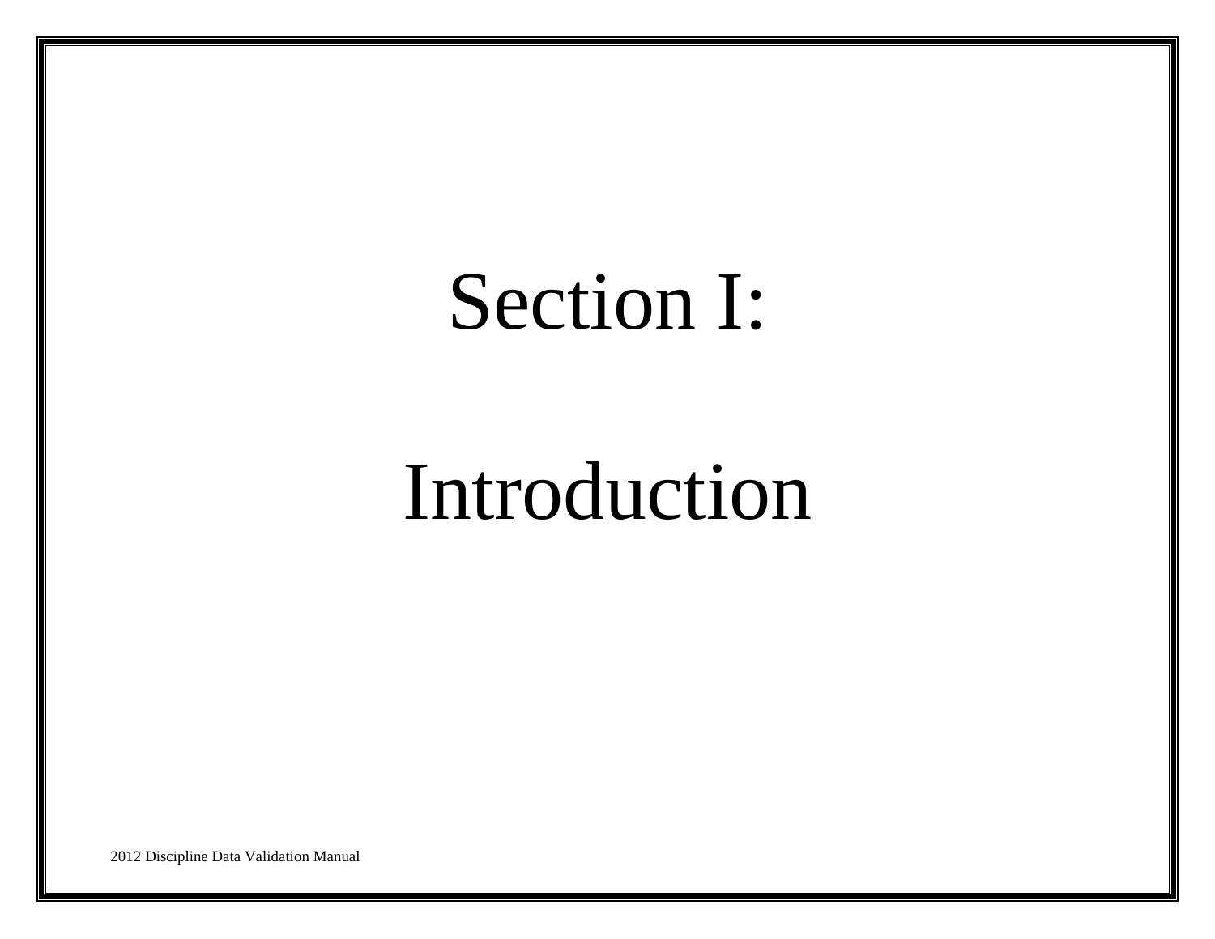# Section I:

# Introduction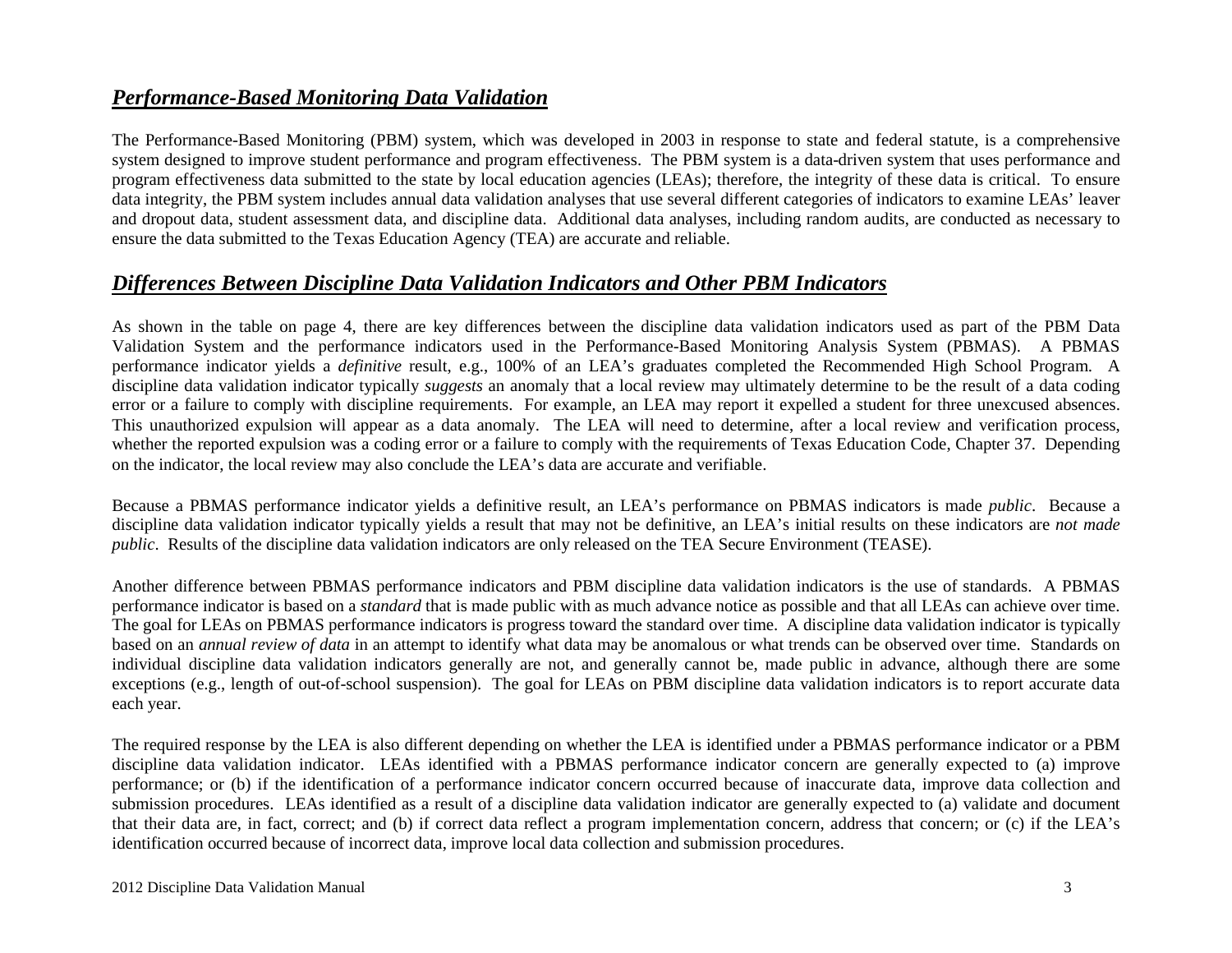## ***Performance-Based Monitoring Data Validation***

The Performance-Based Monitoring (PBM) system, which was developed in 2003 in response to state and federal statute, is a comprehensive system designed to improve student performance and program effectiveness. The PBM system is a data-driven system that uses performance and program effectiveness data submitted to the state by local education agencies (LEAs); therefore, the integrity of these data is critical. To ensure data integrity, the PBM system includes annual data validation analyses that use several different categories of indicators to examine LEAs' leaver and dropout data, student assessment data, and discipline data. Additional data analyses, including random audits, are conducted as necessary to ensure the data submitted to the Texas Education Agency (TEA) are accurate and reliable.

## ***Differences Between Discipline Data Validation Indicators and Other PBM Indicators***

As shown in the table on page 4, there are key differences between the discipline data validation indicators used as part of the PBM Data Validation System and the performance indicators used in the Performance-Based Monitoring Analysis System (PBMAS). A PBMAS performance indicator yields a *definitive* result, e.g., 100% of an LEA's graduates completed the Recommended High School Program. A discipline data validation indicator typically *suggests* an anomaly that a local review may ultimately determine to be the result of a data coding error or a failure to comply with discipline requirements. For example, an LEA may report it expelled a student for three unexcused absences. This unauthorized expulsion will appear as a data anomaly. The LEA will need to determine, after a local review and verification process, whether the reported expulsion was a coding error or a failure to comply with the requirements of Texas Education Code, Chapter 37. Depending on the indicator, the local review may also conclude the LEA's data are accurate and verifiable.

Because a PBMAS performance indicator yields a definitive result, an LEA's performance on PBMAS indicators is made *public*. Because a discipline data validation indicator typically yields a result that may not be definitive, an LEA's initial results on these indicators are *not made public*. Results of the discipline data validation indicators are only released on the TEA Secure Environment (TEASE).

Another difference between PBMAS performance indicators and PBM discipline data validation indicators is the use of standards. A PBMAS performance indicator is based on a *standard* that is made public with as much advance notice as possible and that all LEAs can achieve over time. The goal for LEAs on PBMAS performance indicators is progress toward the standard over time. A discipline data validation indicator is typically based on an *annual review of data* in an attempt to identify what data may be anomalous or what trends can be observed over time. Standards on individual discipline data validation indicators generally are not, and generally cannot be, made public in advance, although there are some exceptions (e.g., length of out-of-school suspension). The goal for LEAs on PBM discipline data validation indicators is to report accurate data each year.

The required response by the LEA is also different depending on whether the LEA is identified under a PBMAS performance indicator or a PBM discipline data validation indicator. LEAs identified with a PBMAS performance indicator concern are generally expected to (a) improve performance; or (b) if the identification of a performance indicator concern occurred because of inaccurate data, improve data collection and submission procedures. LEAs identified as a result of a discipline data validation indicator are generally expected to (a) validate and document that their data are, in fact, correct; and (b) if correct data reflect a program implementation concern, address that concern; or (c) if the LEA's identification occurred because of incorrect data, improve local data collection and submission procedures.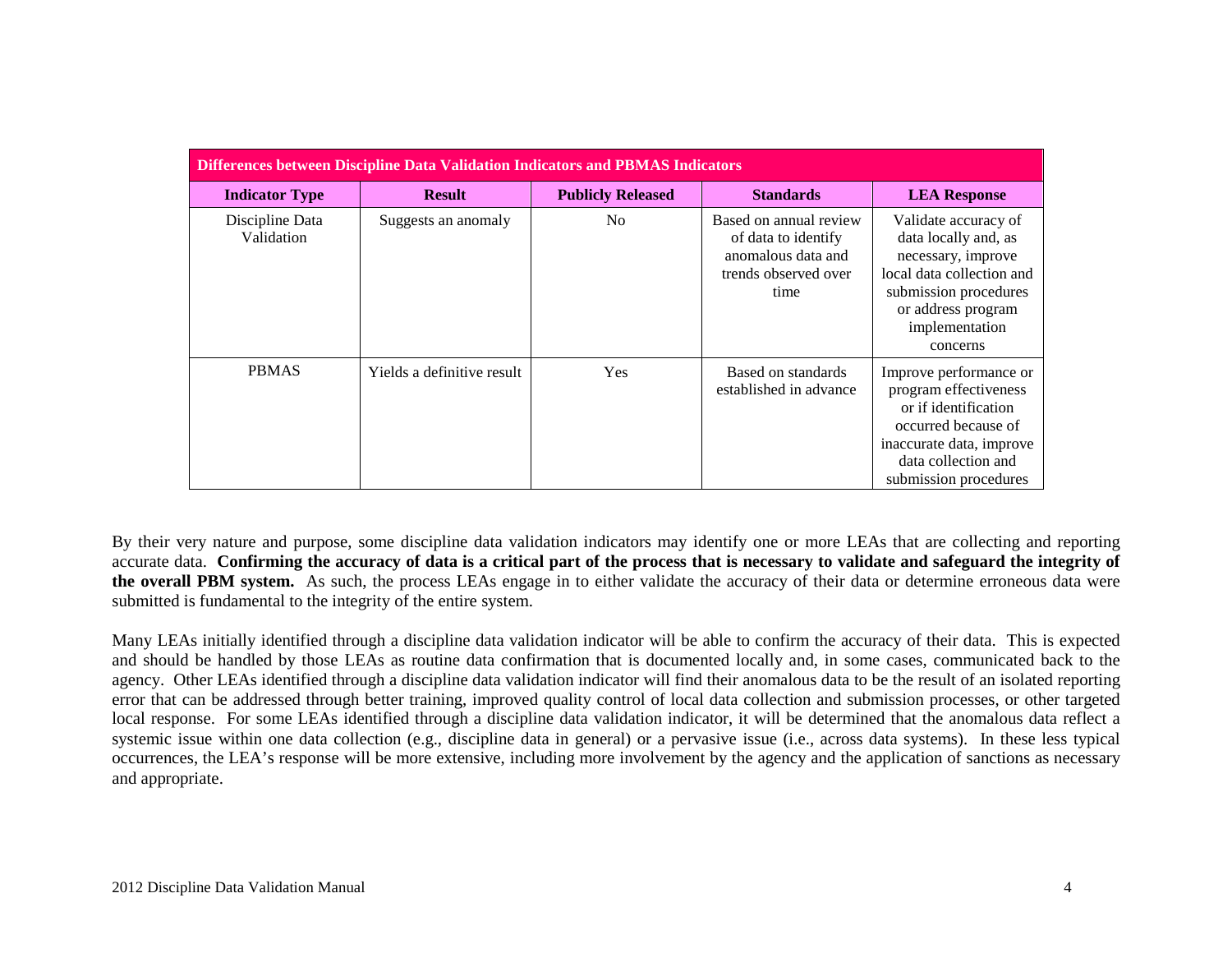| Differences between Discipline Data Validation Indicators and PBMAS Indicators | | | | |
|---|---|---|---|---|
| **Indicator Type** | **Result** | **Publicly Released** | **Standards** | **LEA Response** |
| Discipline Data Validation | Suggests an anomaly | No | Based on annual review of data to identify anomalous data and trends observed over time | Validate accuracy of data locally and, as necessary, improve local data collection and submission procedures or address program implementation concerns |
| PBMAS | Yields a definitive result | Yes | Based on standards established in advance | Improve performance or program effectiveness or if identification occurred because of inaccurate data, improve data collection and submission procedures |

By their very nature and purpose, some discipline data validation indicators may identify one or more LEAs that are collecting and reporting accurate data. **Confirming the accuracy of data is a critical part of the process that is necessary to validate and safeguard the integrity of the overall PBM system.** As such, the process LEAs engage in to either validate the accuracy of their data or determine erroneous data were submitted is fundamental to the integrity of the entire system.

Many LEAs initially identified through a discipline data validation indicator will be able to confirm the accuracy of their data. This is expected and should be handled by those LEAs as routine data confirmation that is documented locally and, in some cases, communicated back to the agency. Other LEAs identified through a discipline data validation indicator will find their anomalous data to be the result of an isolated reporting error that can be addressed through better training, improved quality control of local data collection and submission processes, or other targeted local response. For some LEAs identified through a discipline data validation indicator, it will be determined that the anomalous data reflect a systemic issue within one data collection (e.g., discipline data in general) or a pervasive issue (i.e., across data systems). In these less typical occurrences, the LEA's response will be more extensive, including more involvement by the agency and the application of sanctions as necessary and appropriate.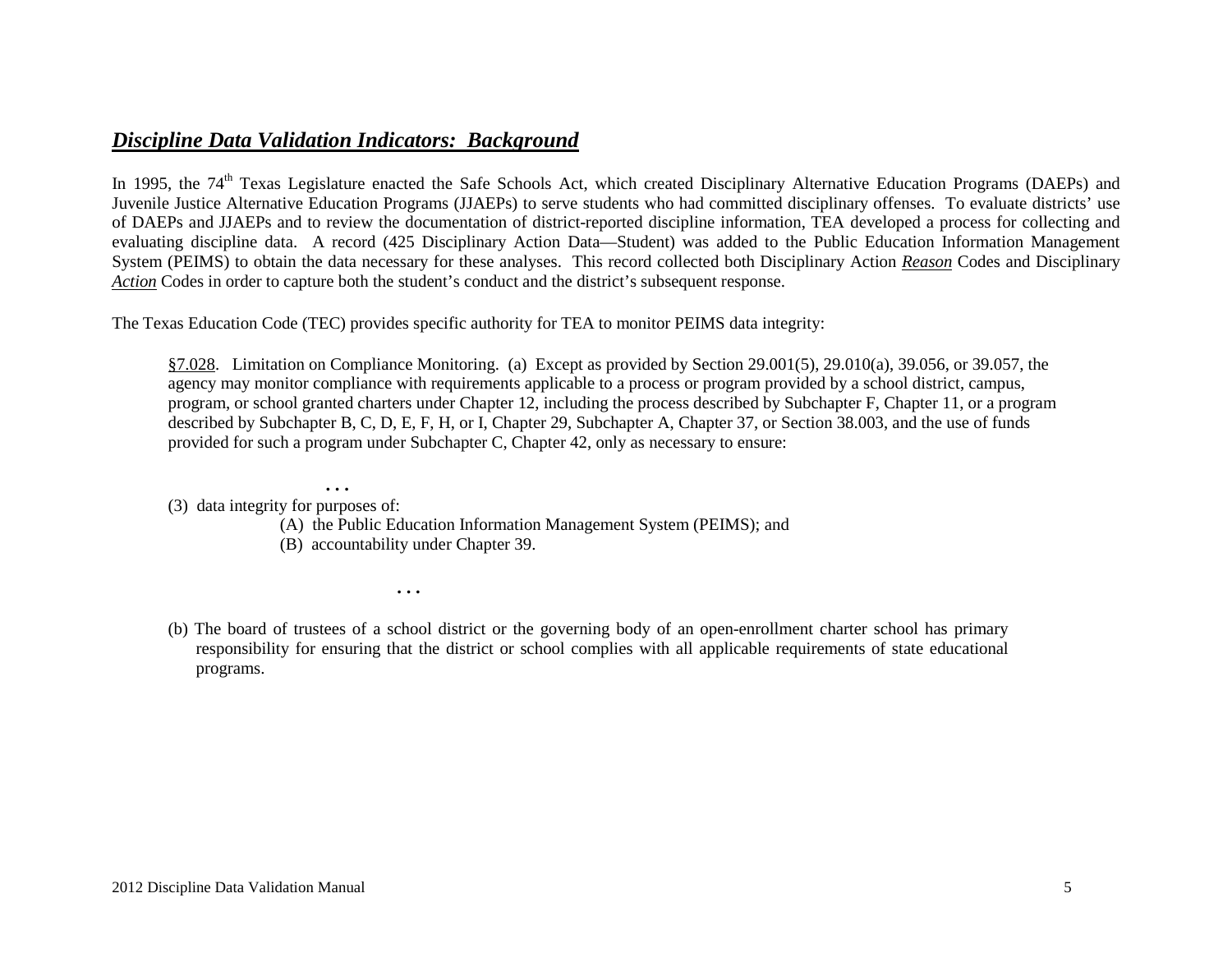## ***Discipline Data Validation Indicators: Background***

In 1995, the 74th Texas Legislature enacted the Safe Schools Act, which created Disciplinary Alternative Education Programs (DAEPs) and Juvenile Justice Alternative Education Programs (JJAEPs) to serve students who had committed disciplinary offenses. To evaluate districts' use of DAEPs and JJAEPs and to review the documentation of district-reported discipline information, TEA developed a process for collecting and evaluating discipline data. A record (425 Disciplinary Action Data—Student) was added to the Public Education Information Management System (PEIMS) to obtain the data necessary for these analyses. This record collected both Disciplinary Action ***Reason*** Codes and Disciplinary ***Action*** Codes in order to capture both the student's conduct and the district's subsequent response.

The Texas Education Code (TEC) provides specific authority for TEA to monitor PEIMS data integrity:

> §7.028. Limitation on Compliance Monitoring. (a) Except as provided by Section 29.001(5), 29.010(a), 39.056, or 39.057, the agency may monitor compliance with requirements applicable to a process or program provided by a school district, campus, program, or school granted charters under Chapter 12, including the process described by Subchapter F, Chapter 11, or a program described by Subchapter B, C, D, E, F, H, or I, Chapter 29, Subchapter A, Chapter 37, or Section 38.003, and the use of funds provided for such a program under Subchapter C, Chapter 42, only as necessary to ensure:
>
> . . .
>
> (3) data integrity for purposes of:
>
> (A) the Public Education Information Management System (PEIMS); and
>
> (B) accountability under Chapter 39.
>
> . . .
>
> (b) The board of trustees of a school district or the governing body of an open-enrollment charter school has primary responsibility for ensuring that the district or school complies with all applicable requirements of state educational programs.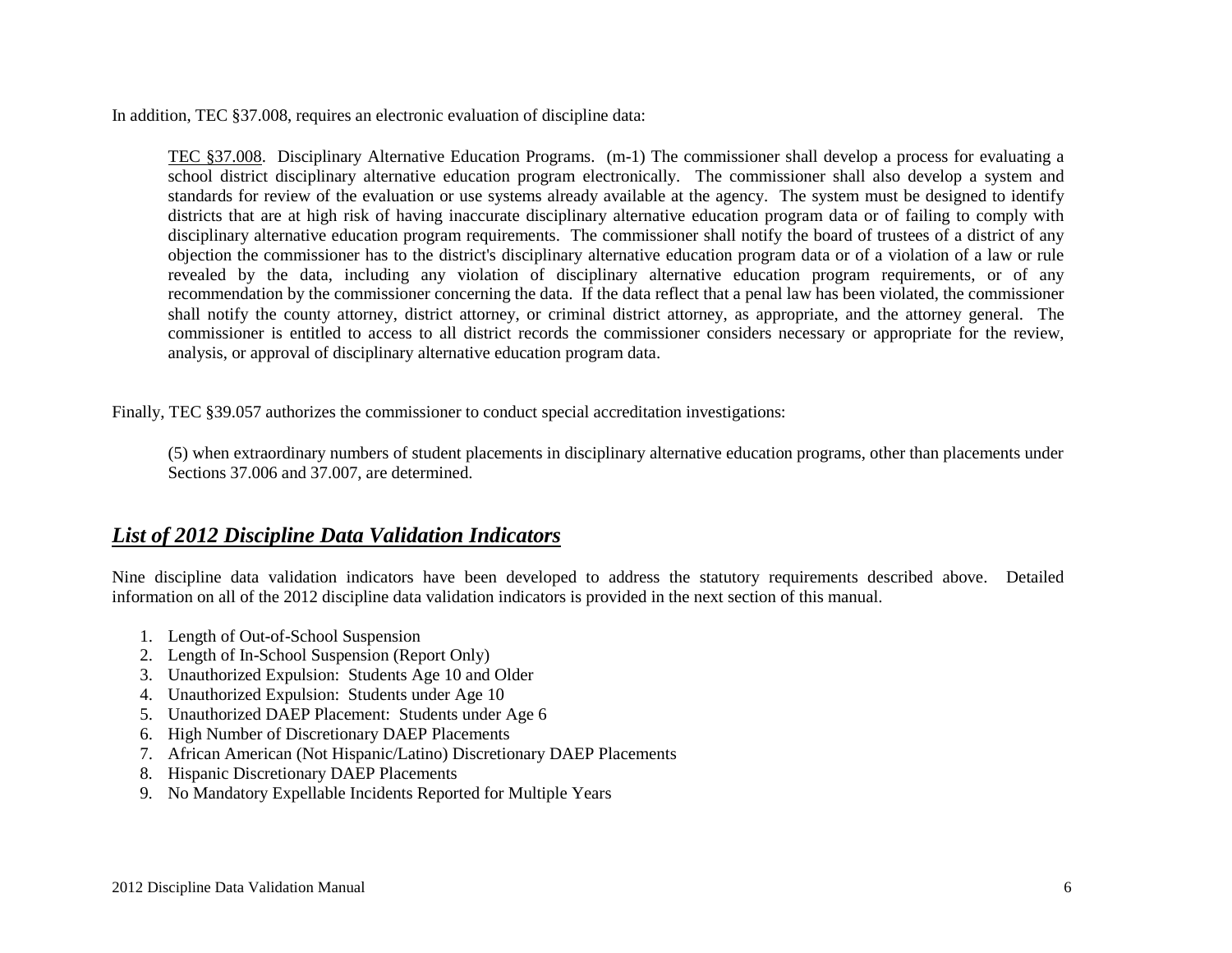In addition, TEC §37.008, requires an electronic evaluation of discipline data:

> TEC §37.008. Disciplinary Alternative Education Programs. (m-1) The commissioner shall develop a process for evaluating a school district disciplinary alternative education program electronically. The commissioner shall also develop a system and standards for review of the evaluation or use systems already available at the agency. The system must be designed to identify districts that are at high risk of having inaccurate disciplinary alternative education program data or of failing to comply with disciplinary alternative education program requirements. The commissioner shall notify the board of trustees of a district of any objection the commissioner has to the district's disciplinary alternative education program data or of a violation of a law or rule revealed by the data, including any violation of disciplinary alternative education program requirements, or of any recommendation by the commissioner concerning the data. If the data reflect that a penal law has been violated, the commissioner shall notify the county attorney, district attorney, or criminal district attorney, as appropriate, and the attorney general. The commissioner is entitled to access to all district records the commissioner considers necessary or appropriate for the review, analysis, or approval of disciplinary alternative education program data.

Finally, TEC §39.057 authorizes the commissioner to conduct special accreditation investigations:

> (5) when extraordinary numbers of student placements in disciplinary alternative education programs, other than placements under Sections 37.006 and 37.007, are determined.

## ***List of 2012 Discipline Data Validation Indicators***

Nine discipline data validation indicators have been developed to address the statutory requirements described above. Detailed information on all of the 2012 discipline data validation indicators is provided in the next section of this manual.

1. Length of Out-of-School Suspension
2. Length of In-School Suspension (Report Only)
3. Unauthorized Expulsion: Students Age 10 and Older
4. Unauthorized Expulsion: Students under Age 10
5. Unauthorized DAEP Placement: Students under Age 6
6. High Number of Discretionary DAEP Placements
7. African American (Not Hispanic/Latino) Discretionary DAEP Placements
8. Hispanic Discretionary DAEP Placements
9. No Mandatory Expellable Incidents Reported for Multiple Years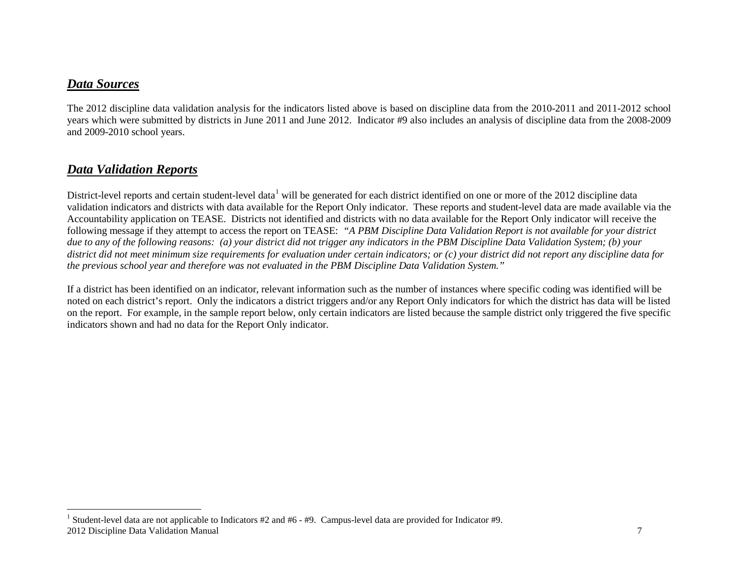## ***Data Sources***

The 2012 discipline data validation analysis for the indicators listed above is based on discipline data from the 2010-2011 and 2011-2012 school years which were submitted by districts in June 2011 and June 2012. Indicator #9 also includes an analysis of discipline data from the 2008-2009 and 2009-2010 school years.

## ***Data Validation Reports***

District-level reports and certain student-level data[1] will be generated for each district identified on one or more of the 2012 discipline data validation indicators and districts with data available for the Report Only indicator. These reports and student-level data are made available via the Accountability application on TEASE. Districts not identified and districts with no data available for the Report Only indicator will receive the following message if they attempt to access the report on TEASE: *"A PBM Discipline Data Validation Report is not available for your district due to any of the following reasons: (a) your district did not trigger any indicators in the PBM Discipline Data Validation System; (b) your district did not meet minimum size requirements for evaluation under certain indicators; or (c) your district did not report any discipline data for the previous school year and therefore was not evaluated in the PBM Discipline Data Validation System."*

If a district has been identified on an indicator, relevant information such as the number of instances where specific coding was identified will be noted on each district's report. Only the indicators a district triggers and/or any Report Only indicators for which the district has data will be listed on the report. For example, in the sample report below, only certain indicators are listed because the sample district only triggered the five specific indicators shown and had no data for the Report Only indicator.

[1] Student-level data are not applicable to Indicators #2 and #6 - #9. Campus-level data are provided for Indicator #9.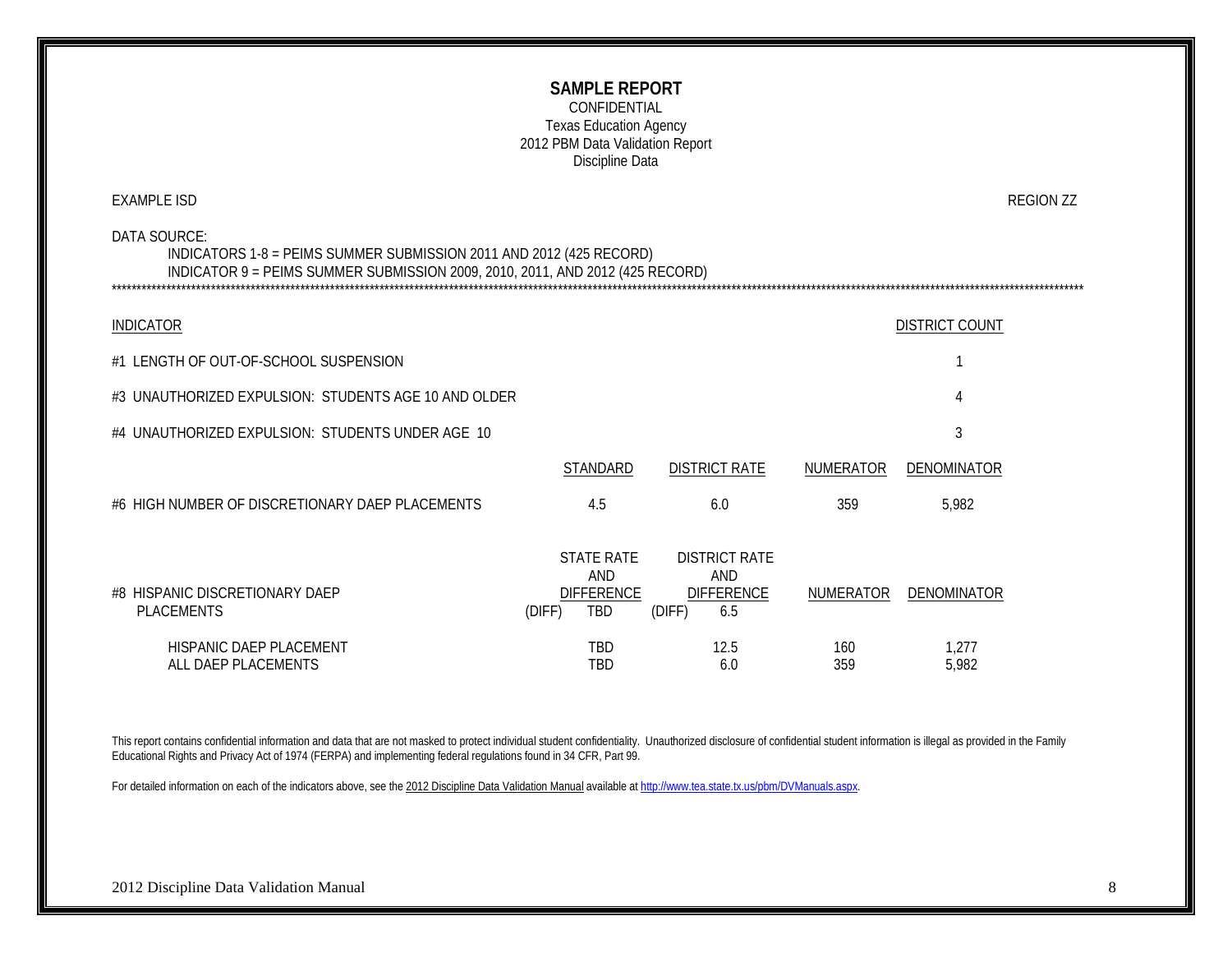**SAMPLE REPORT**

CONFIDENTIAL

Texas Education Agency

2012 PBM Data Validation Report

Discipline Data

EXAMPLE ISD REGION ZZ

DATA SOURCE:

INDICATORS 1-8 = PEIMS SUMMER SUBMISSION 2011 AND 2012 (425 RECORD)

INDICATOR 9 = PEIMS SUMMER SUBMISSION 2009, 2010, 2011, AND 2012 (425 RECORD)

************************************************************************************************************************************

| INDICATOR | DISTRICT COUNT |
|---|---|
| #1 LENGTH OF OUT-OF-SCHOOL SUSPENSION | 1 |
| #3 UNAUTHORIZED EXPULSION: STUDENTS AGE 10 AND OLDER | 4 |
| #4 UNAUTHORIZED EXPULSION: STUDENTS UNDER AGE 10 | 3 |

| | STANDARD | DISTRICT RATE | NUMERATOR | DENOMINATOR |
|---|---|---|---|---|
| #6 HIGH NUMBER OF DISCRETIONARY DAEP PLACEMENTS | 4.5 | 6.0 | 359 | 5,982 |

| | STATE RATE AND DIFFERENCE | DISTRICT RATE AND DIFFERENCE | NUMERATOR | DENOMINATOR |
|---|---|---|---|---|
| #8 HISPANIC DISCRETIONARY DAEP PLACEMENTS | (DIFF) TBD | (DIFF) 6.5 | | |
| HISPANIC DAEP PLACEMENT | TBD | 12.5 | 160 | 1,277 |
| ALL DAEP PLACEMENTS | TBD | 6.0 | 359 | 5,982 |

This report contains confidential information and data that are not masked to protect individual student confidentiality. Unauthorized disclosure of confidential student information is illegal as provided in the Family Educational Rights and Privacy Act of 1974 (FERPA) and implementing federal regulations found in 34 CFR, Part 99.

For detailed information on each of the indicators above, see the 2012 Discipline Data Validation Manual available at http://www.tea.state.tx.us/pbm/DVManuals.aspx.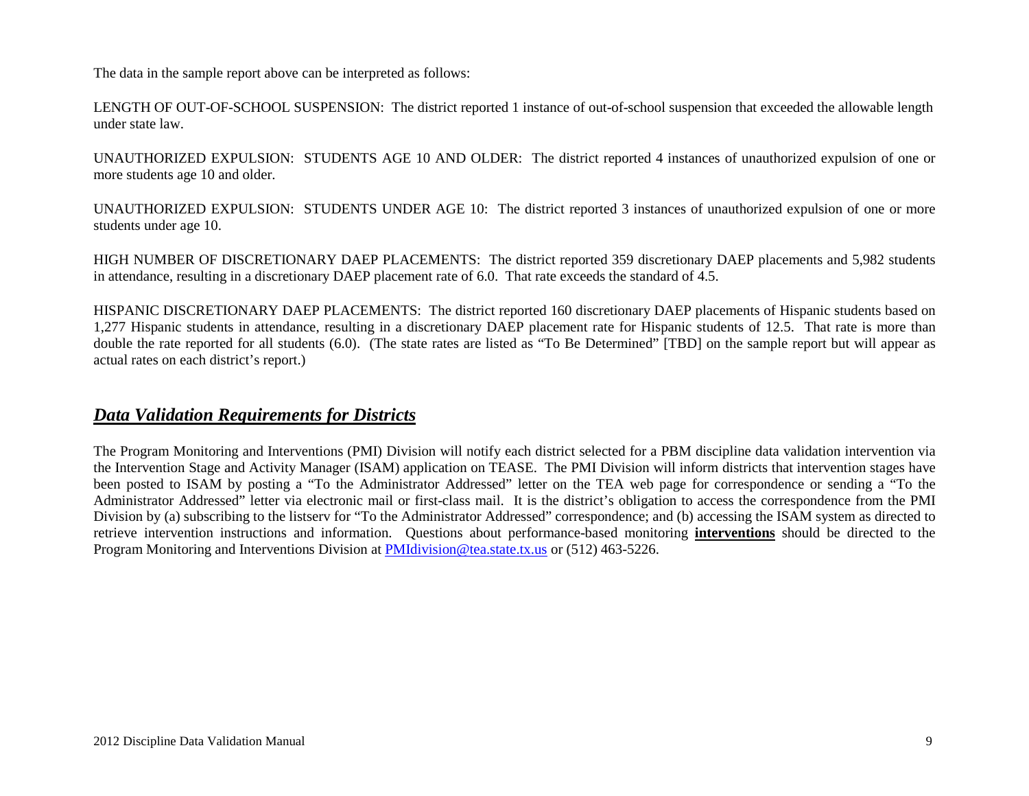The data in the sample report above can be interpreted as follows:

LENGTH OF OUT-OF-SCHOOL SUSPENSION: The district reported 1 instance of out-of-school suspension that exceeded the allowable length under state law.

UNAUTHORIZED EXPULSION: STUDENTS AGE 10 AND OLDER: The district reported 4 instances of unauthorized expulsion of one or more students age 10 and older.

UNAUTHORIZED EXPULSION: STUDENTS UNDER AGE 10: The district reported 3 instances of unauthorized expulsion of one or more students under age 10.

HIGH NUMBER OF DISCRETIONARY DAEP PLACEMENTS: The district reported 359 discretionary DAEP placements and 5,982 students in attendance, resulting in a discretionary DAEP placement rate of 6.0. That rate exceeds the standard of 4.5.

HISPANIC DISCRETIONARY DAEP PLACEMENTS: The district reported 160 discretionary DAEP placements of Hispanic students based on 1,277 Hispanic students in attendance, resulting in a discretionary DAEP placement rate for Hispanic students of 12.5. That rate is more than double the rate reported for all students (6.0). (The state rates are listed as "To Be Determined" [TBD] on the sample report but will appear as actual rates on each district's report.)

## ***Data Validation Requirements for Districts***

The Program Monitoring and Interventions (PMI) Division will notify each district selected for a PBM discipline data validation intervention via the Intervention Stage and Activity Manager (ISAM) application on TEASE. The PMI Division will inform districts that intervention stages have been posted to ISAM by posting a "To the Administrator Addressed" letter on the TEA web page for correspondence or sending a "To the Administrator Addressed" letter via electronic mail or first-class mail. It is the district's obligation to access the correspondence from the PMI Division by (a) subscribing to the listserv for "To the Administrator Addressed" correspondence; and (b) accessing the ISAM system as directed to retrieve intervention instructions and information. Questions about performance-based monitoring **interventions** should be directed to the Program Monitoring and Interventions Division at PMIdivision@tea.state.tx.us or (512) 463-5226.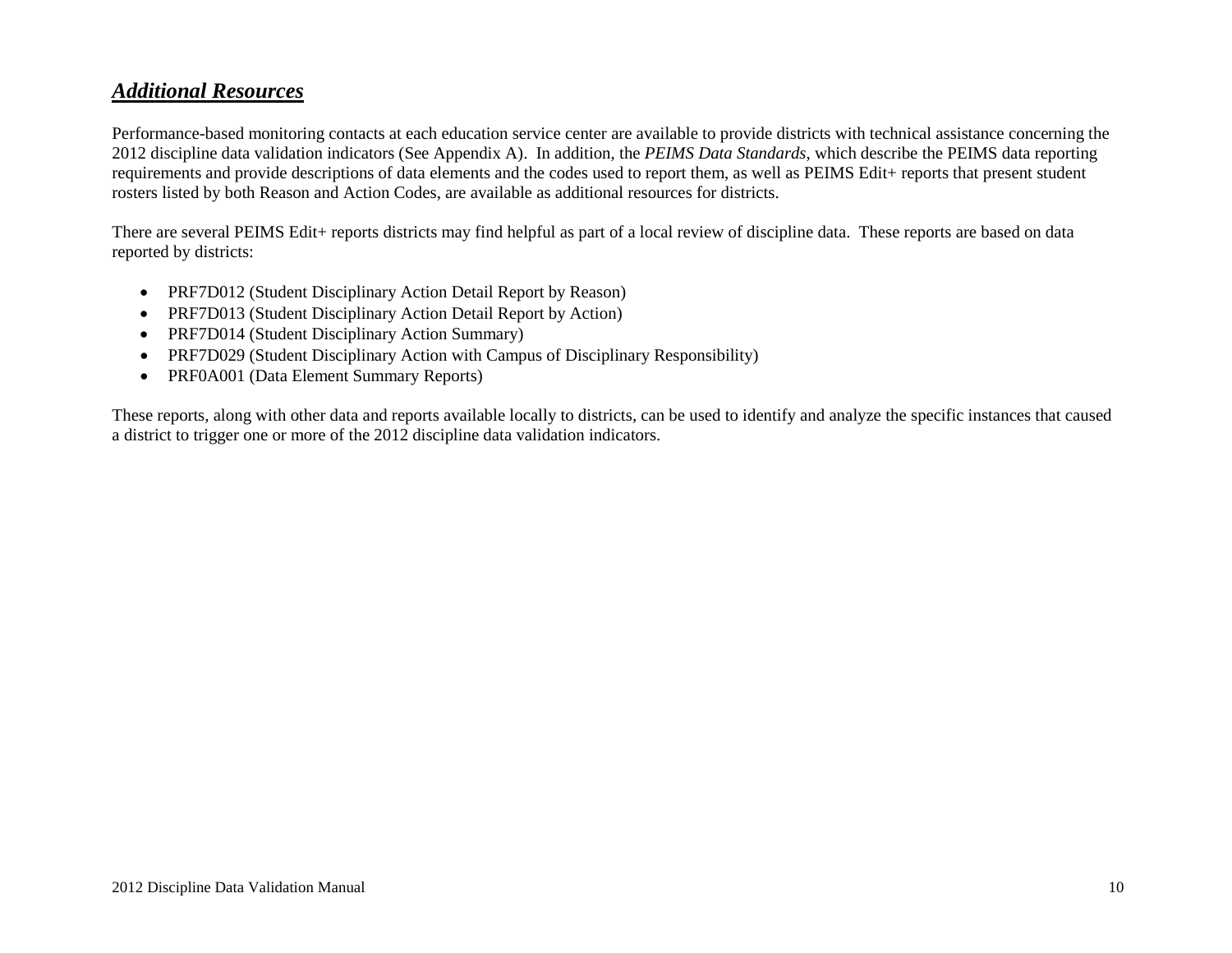## ***Additional Resources***

Performance-based monitoring contacts at each education service center are available to provide districts with technical assistance concerning the 2012 discipline data validation indicators (See Appendix A). In addition, the *PEIMS Data Standards*, which describe the PEIMS data reporting requirements and provide descriptions of data elements and the codes used to report them, as well as PEIMS Edit+ reports that present student rosters listed by both Reason and Action Codes, are available as additional resources for districts.

There are several PEIMS Edit+ reports districts may find helpful as part of a local review of discipline data. These reports are based on data reported by districts:

- PRF7D012 (Student Disciplinary Action Detail Report by Reason)
- PRF7D013 (Student Disciplinary Action Detail Report by Action)
- PRF7D014 (Student Disciplinary Action Summary)
- PRF7D029 (Student Disciplinary Action with Campus of Disciplinary Responsibility)
- PRF0A001 (Data Element Summary Reports)

These reports, along with other data and reports available locally to districts, can be used to identify and analyze the specific instances that caused a district to trigger one or more of the 2012 discipline data validation indicators.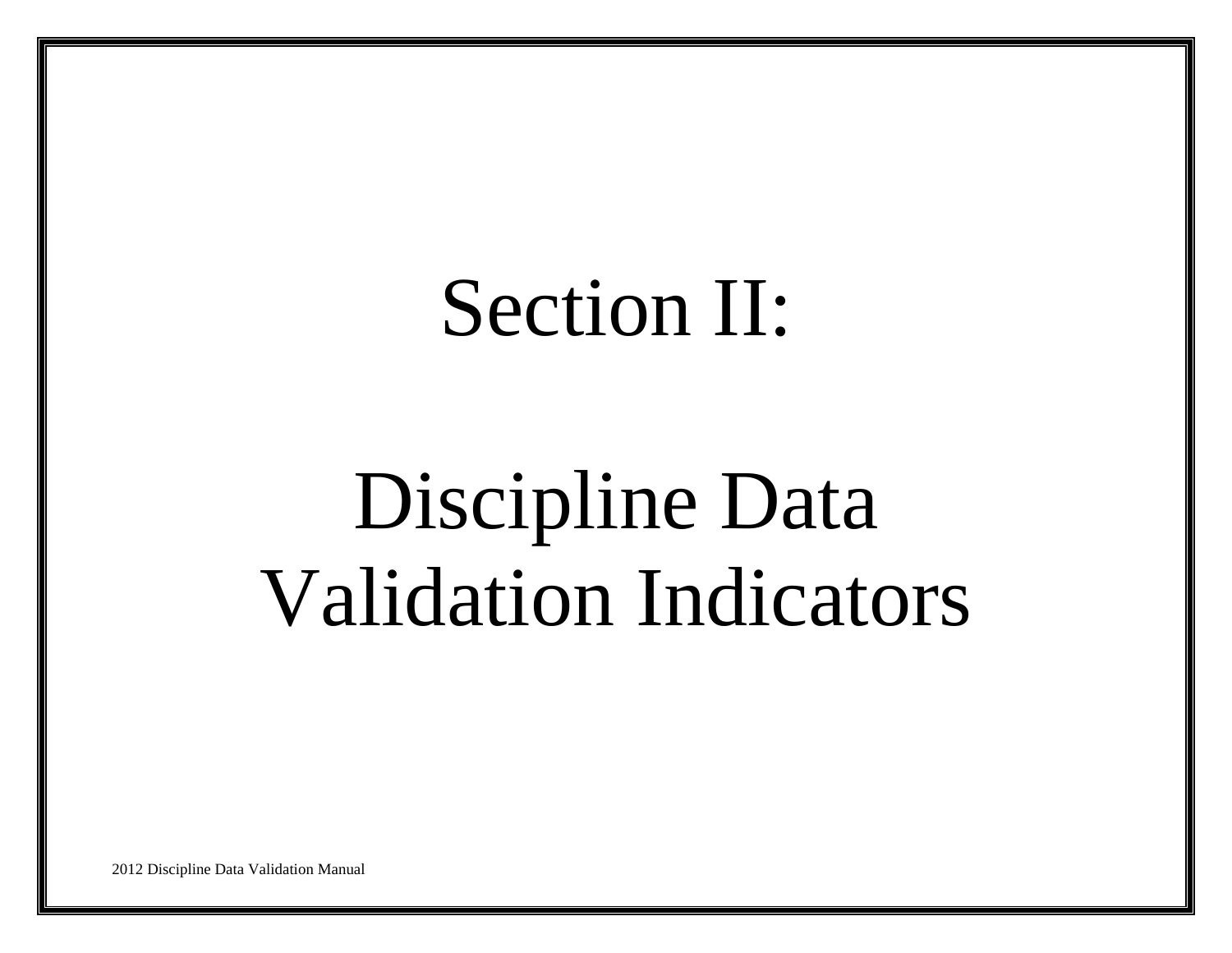# Section II:

# Discipline Data Validation Indicators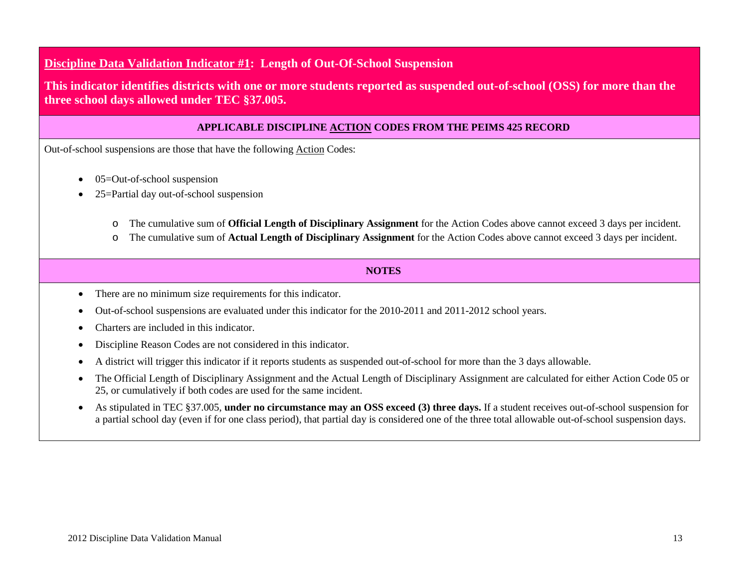## <u>Discipline Data Validation Indicator #1</u>: Length of Out-Of-School Suspension

**This indicator identifies districts with one or more students reported as suspended out-of-school (OSS) for more than the three school days allowed under TEC §37.005.**

### APPLICABLE DISCIPLINE <u>ACTION</u> CODES FROM THE PEIMS 425 RECORD

Out-of-school suspensions are those that have the following <u>Action</u> Codes:

- 05=Out-of-school suspension
- 25=Partial day out-of-school suspension
    - The cumulative sum of **Official Length of Disciplinary Assignment** for the Action Codes above cannot exceed 3 days per incident.
    - The cumulative sum of **Actual Length of Disciplinary Assignment** for the Action Codes above cannot exceed 3 days per incident.

### NOTES

- There are no minimum size requirements for this indicator.
- Out-of-school suspensions are evaluated under this indicator for the 2010-2011 and 2011-2012 school years.
- Charters are included in this indicator.
- Discipline Reason Codes are not considered in this indicator.
- A district will trigger this indicator if it reports students as suspended out-of-school for more than the 3 days allowable.
- The Official Length of Disciplinary Assignment and the Actual Length of Disciplinary Assignment are calculated for either Action Code 05 or 25, or cumulatively if both codes are used for the same incident.
- As stipulated in TEC §37.005, **under no circumstance may an OSS exceed (3) three days.** If a student receives out-of-school suspension for a partial school day (even if for one class period), that partial day is considered one of the three total allowable out-of-school suspension days.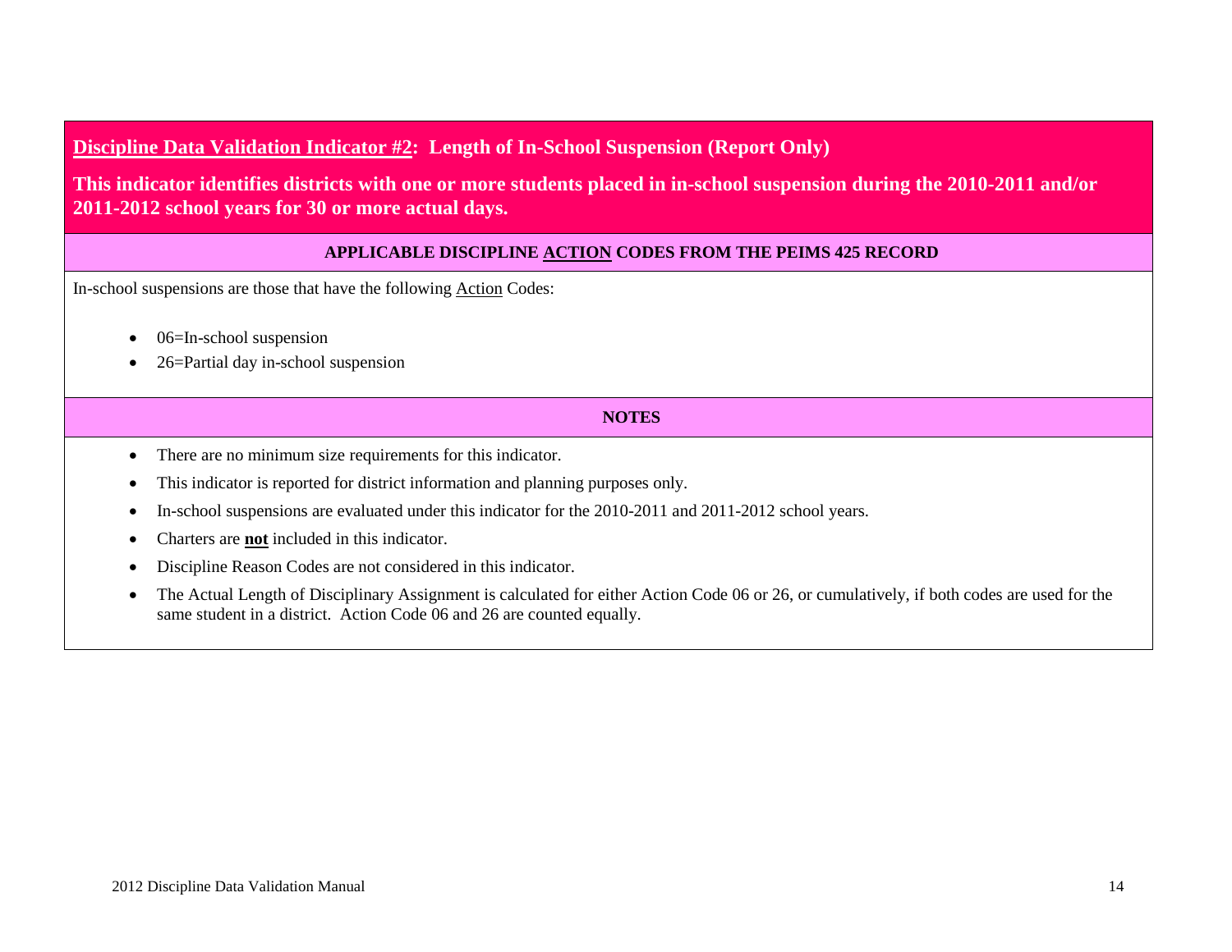## Discipline Data Validation Indicator #2: Length of In-School Suspension (Report Only)

**This indicator identifies districts with one or more students placed in in-school suspension during the 2010-2011 and/or 2011-2012 school years for 30 or more actual days.**

### APPLICABLE DISCIPLINE ACTION CODES FROM THE PEIMS 425 RECORD

In-school suspensions are those that have the following Action Codes:

- 06=In-school suspension
- 26=Partial day in-school suspension

### NOTES

- There are no minimum size requirements for this indicator.
- This indicator is reported for district information and planning purposes only.
- In-school suspensions are evaluated under this indicator for the 2010-2011 and 2011-2012 school years.
- Charters are **not** included in this indicator.
- Discipline Reason Codes are not considered in this indicator.
- The Actual Length of Disciplinary Assignment is calculated for either Action Code 06 or 26, or cumulatively, if both codes are used for the same student in a district. Action Code 06 and 26 are counted equally.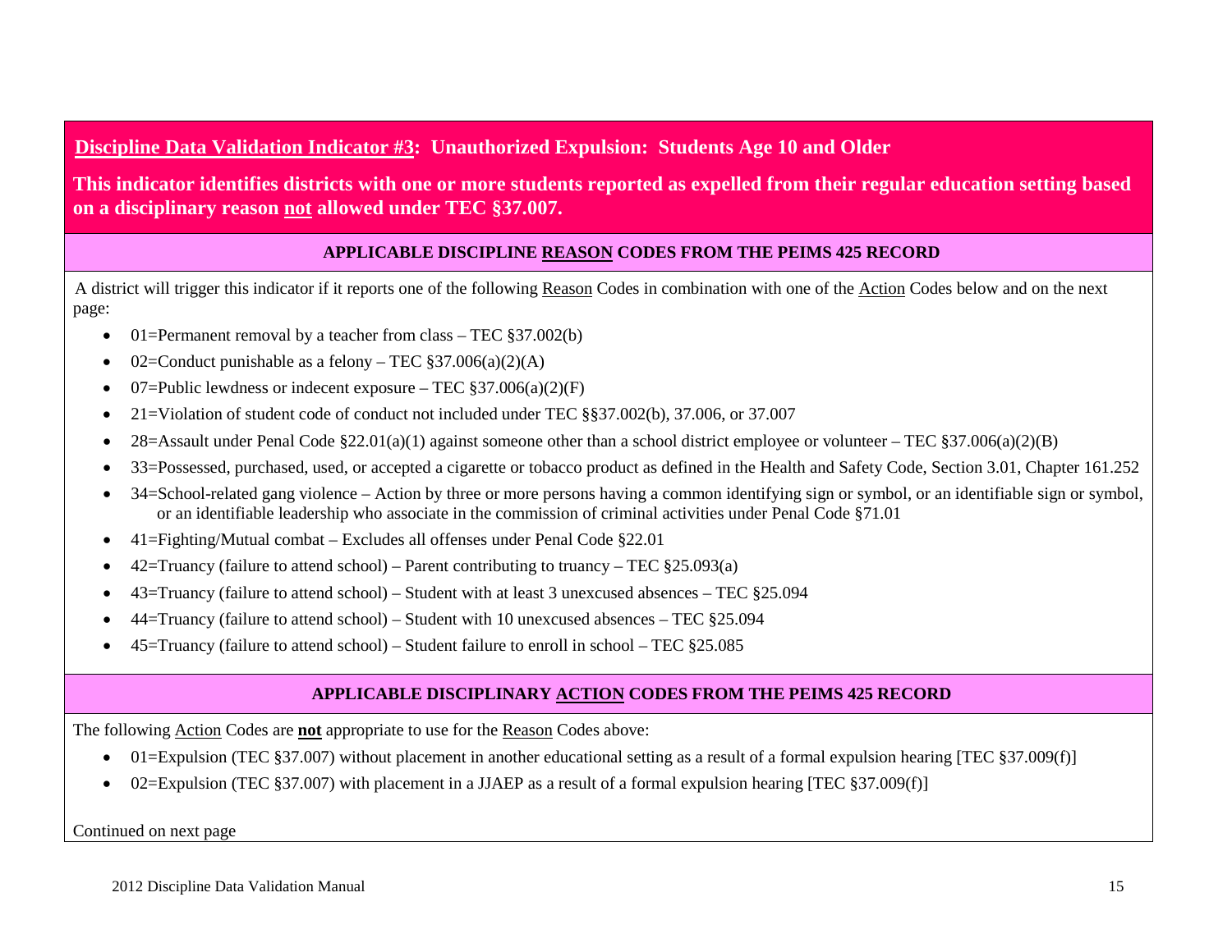## Discipline Data Validation Indicator #3: Unauthorized Expulsion: Students Age 10 and Older

**This indicator identifies districts with one or more students reported as expelled from their regular education setting based on a disciplinary reason not allowed under TEC §37.007.**

### APPLICABLE DISCIPLINE REASON CODES FROM THE PEIMS 425 RECORD

A district will trigger this indicator if it reports one of the following Reason Codes in combination with one of the Action Codes below and on the next page:

- 01=Permanent removal by a teacher from class – TEC §37.002(b)
- 02=Conduct punishable as a felony – TEC §37.006(a)(2)(A)
- 07=Public lewdness or indecent exposure – TEC §37.006(a)(2)(F)
- 21=Violation of student code of conduct not included under TEC §§37.002(b), 37.006, or 37.007
- 28=Assault under Penal Code §22.01(a)(1) against someone other than a school district employee or volunteer – TEC §37.006(a)(2)(B)
- 33=Possessed, purchased, used, or accepted a cigarette or tobacco product as defined in the Health and Safety Code, Section 3.01, Chapter 161.252
- 34=School-related gang violence – Action by three or more persons having a common identifying sign or symbol, or an identifiable sign or symbol, or an identifiable leadership who associate in the commission of criminal activities under Penal Code §71.01
- 41=Fighting/Mutual combat – Excludes all offenses under Penal Code §22.01
- 42=Truancy (failure to attend school) – Parent contributing to truancy – TEC §25.093(a)
- 43=Truancy (failure to attend school) – Student with at least 3 unexcused absences – TEC §25.094
- 44=Truancy (failure to attend school) – Student with 10 unexcused absences – TEC §25.094
- 45=Truancy (failure to attend school) – Student failure to enroll in school – TEC §25.085

### APPLICABLE DISCIPLINARY ACTION CODES FROM THE PEIMS 425 RECORD

The following Action Codes are **not** appropriate to use for the Reason Codes above:

- 01=Expulsion (TEC §37.007) without placement in another educational setting as a result of a formal expulsion hearing [TEC §37.009(f)]
- 02=Expulsion (TEC §37.007) with placement in a JJAEP as a result of a formal expulsion hearing [TEC §37.009(f)]

Continued on next page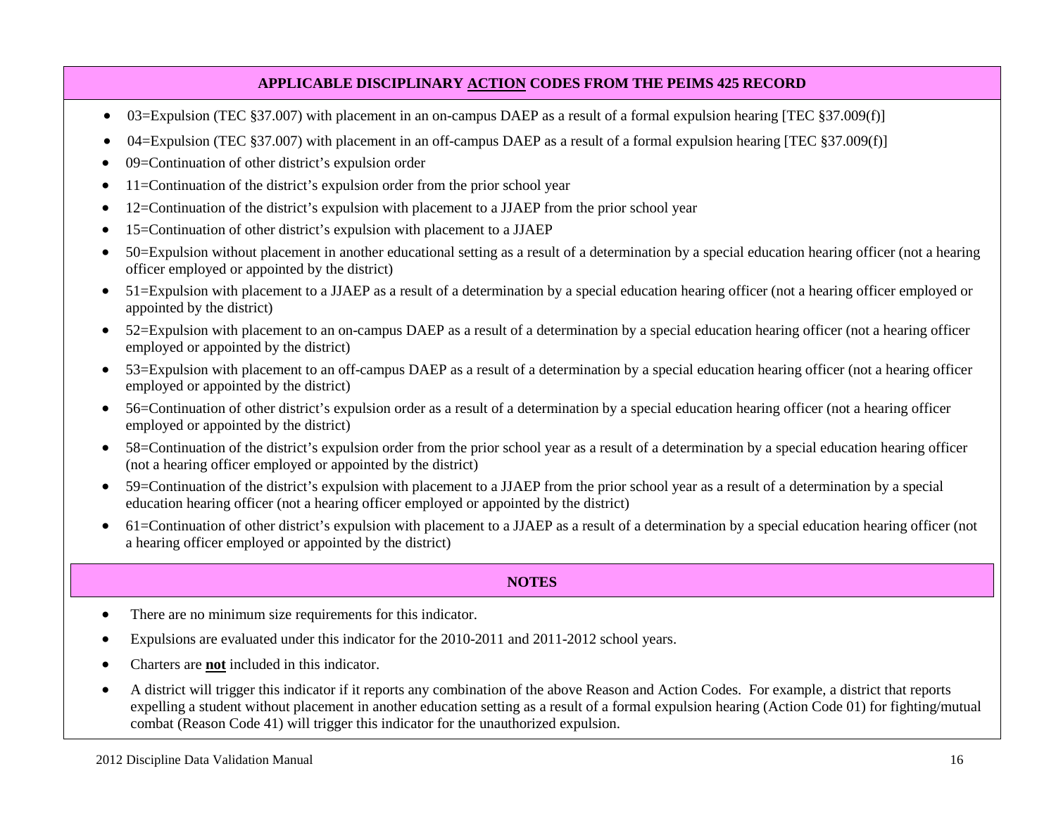## APPLICABLE DISCIPLINARY <u>ACTION</u> CODES FROM THE PEIMS 425 RECORD

- 03=Expulsion (TEC §37.007) with placement in an on-campus DAEP as a result of a formal expulsion hearing [TEC §37.009(f)]
- 04=Expulsion (TEC §37.007) with placement in an off-campus DAEP as a result of a formal expulsion hearing [TEC §37.009(f)]
- 09=Continuation of other district's expulsion order
- 11=Continuation of the district's expulsion order from the prior school year
- 12=Continuation of the district's expulsion with placement to a JJAEP from the prior school year
- 15=Continuation of other district's expulsion with placement to a JJAEP
- 50=Expulsion without placement in another educational setting as a result of a determination by a special education hearing officer (not a hearing officer employed or appointed by the district)
- 51=Expulsion with placement to a JJAEP as a result of a determination by a special education hearing officer (not a hearing officer employed or appointed by the district)
- 52=Expulsion with placement to an on-campus DAEP as a result of a determination by a special education hearing officer (not a hearing officer employed or appointed by the district)
- 53=Expulsion with placement to an off-campus DAEP as a result of a determination by a special education hearing officer (not a hearing officer employed or appointed by the district)
- 56=Continuation of other district's expulsion order as a result of a determination by a special education hearing officer (not a hearing officer employed or appointed by the district)
- 58=Continuation of the district's expulsion order from the prior school year as a result of a determination by a special education hearing officer (not a hearing officer employed or appointed by the district)
- 59=Continuation of the district's expulsion with placement to a JJAEP from the prior school year as a result of a determination by a special education hearing officer (not a hearing officer employed or appointed by the district)
- 61=Continuation of other district's expulsion with placement to a JJAEP as a result of a determination by a special education hearing officer (not a hearing officer employed or appointed by the district)

## NOTES

- There are no minimum size requirements for this indicator.
- Expulsions are evaluated under this indicator for the 2010-2011 and 2011-2012 school years.
- Charters are **<u>not</u>** included in this indicator.
- A district will trigger this indicator if it reports any combination of the above Reason and Action Codes. For example, a district that reports expelling a student without placement in another education setting as a result of a formal expulsion hearing (Action Code 01) for fighting/mutual combat (Reason Code 41) will trigger this indicator for the unauthorized expulsion.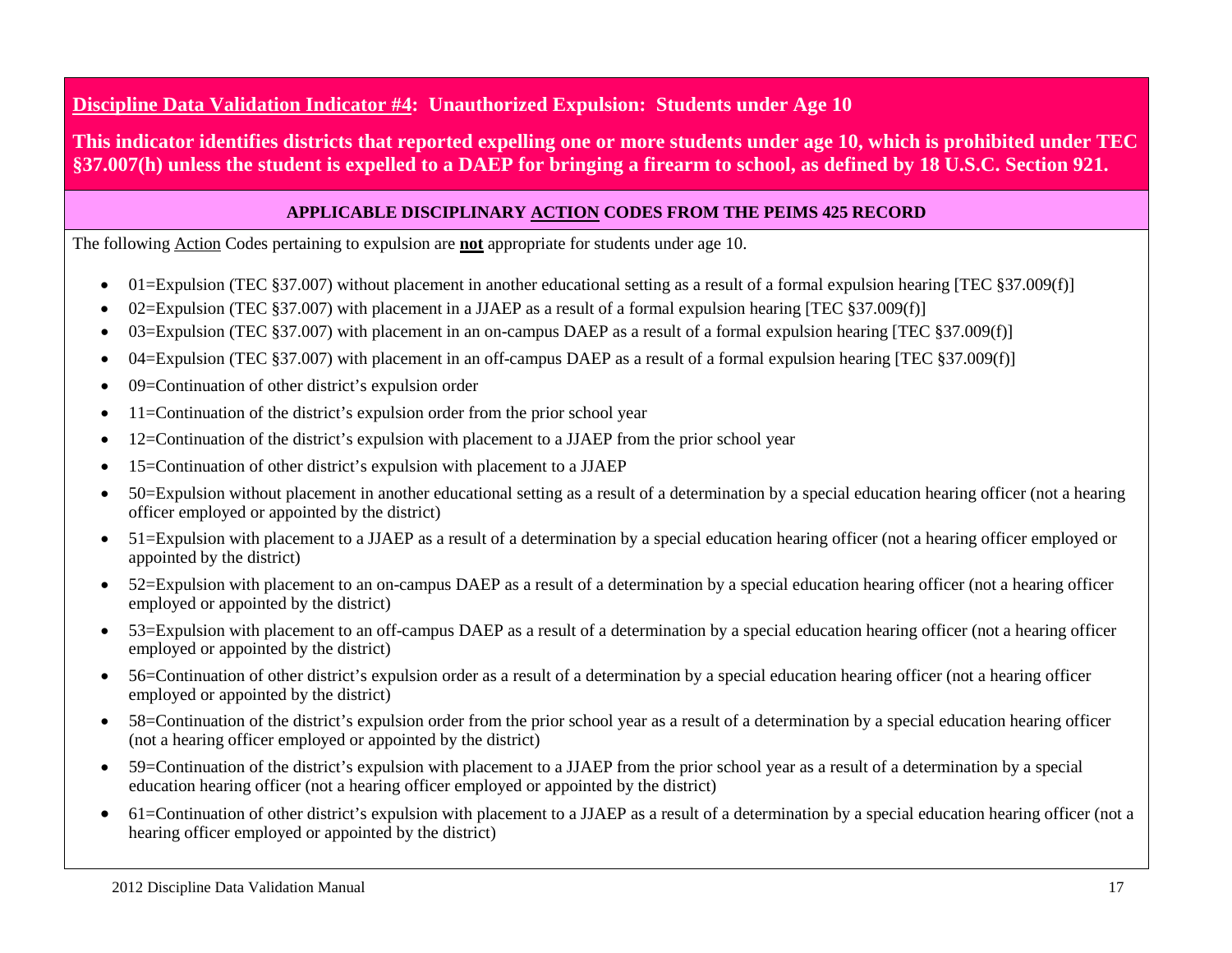**<u>Discipline Data Validation Indicator #4</u>: Unauthorized Expulsion: Students under Age 10**

**This indicator identifies districts that reported expelling one or more students under age 10, which is prohibited under TEC §37.007(h) unless the student is expelled to a DAEP for bringing a firearm to school, as defined by 18 U.S.C. Section 921.**

**APPLICABLE DISCIPLINARY <u>ACTION</u> CODES FROM THE PEIMS 425 RECORD**

The following <u>Action</u> Codes pertaining to expulsion are **<u>not</u>** appropriate for students under age 10.

- 01=Expulsion (TEC §37.007) without placement in another educational setting as a result of a formal expulsion hearing [TEC §37.009(f)]
- 02=Expulsion (TEC §37.007) with placement in a JJAEP as a result of a formal expulsion hearing [TEC §37.009(f)]
- 03=Expulsion (TEC §37.007) with placement in an on-campus DAEP as a result of a formal expulsion hearing [TEC §37.009(f)]
- 04=Expulsion (TEC §37.007) with placement in an off-campus DAEP as a result of a formal expulsion hearing [TEC §37.009(f)]
- 09=Continuation of other district's expulsion order
- 11=Continuation of the district's expulsion order from the prior school year
- 12=Continuation of the district's expulsion with placement to a JJAEP from the prior school year
- 15=Continuation of other district's expulsion with placement to a JJAEP
- 50=Expulsion without placement in another educational setting as a result of a determination by a special education hearing officer (not a hearing officer employed or appointed by the district)
- 51=Expulsion with placement to a JJAEP as a result of a determination by a special education hearing officer (not a hearing officer employed or appointed by the district)
- 52=Expulsion with placement to an on-campus DAEP as a result of a determination by a special education hearing officer (not a hearing officer employed or appointed by the district)
- 53=Expulsion with placement to an off-campus DAEP as a result of a determination by a special education hearing officer (not a hearing officer employed or appointed by the district)
- 56=Continuation of other district's expulsion order as a result of a determination by a special education hearing officer (not a hearing officer employed or appointed by the district)
- 58=Continuation of the district's expulsion order from the prior school year as a result of a determination by a special education hearing officer (not a hearing officer employed or appointed by the district)
- 59=Continuation of the district's expulsion with placement to a JJAEP from the prior school year as a result of a determination by a special education hearing officer (not a hearing officer employed or appointed by the district)
- 61=Continuation of other district's expulsion with placement to a JJAEP as a result of a determination by a special education hearing officer (not a hearing officer employed or appointed by the district)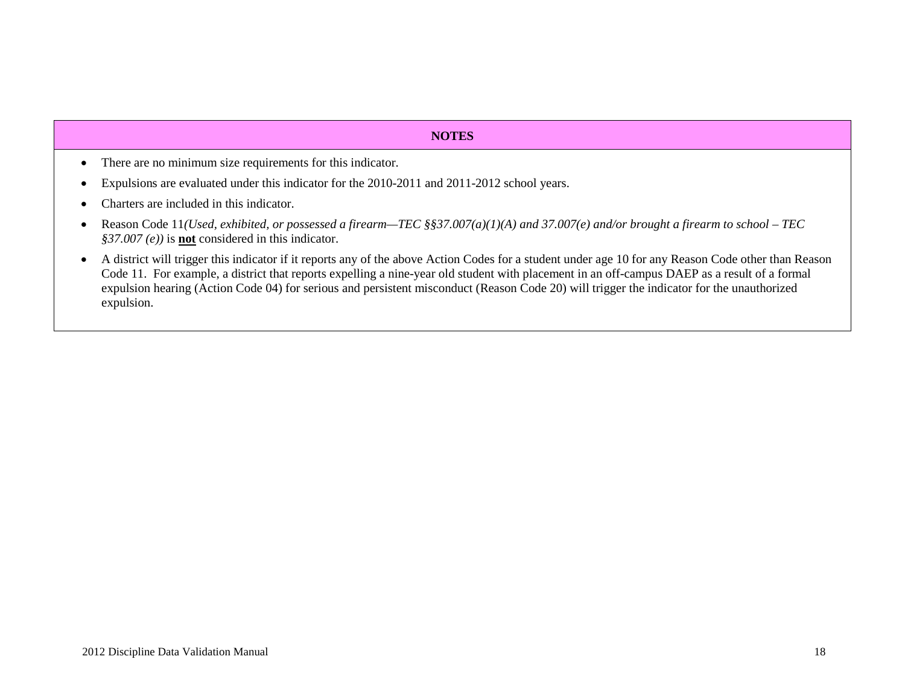| NOTES |
| --- |
| <ul><li>There are no minimum size requirements for this indicator.</li><li>Expulsions are evaluated under this indicator for the 2010-2011 and 2011-2012 school years.</li><li>Charters are included in this indicator.</li><li>Reason Code 11*(Used, exhibited, or possessed a firearm—TEC §§37.007(a)(1)(A) and 37.007(e) and/or brought a firearm to school – TEC §37.007 (e))* is **not** considered in this indicator.</li><li>A district will trigger this indicator if it reports any of the above Action Codes for a student under age 10 for any Reason Code other than Reason Code 11. For example, a district that reports expelling a nine-year old student with placement in an off-campus DAEP as a result of a formal expulsion hearing (Action Code 04) for serious and persistent misconduct (Reason Code 20) will trigger the indicator for the unauthorized expulsion.</li></ul> |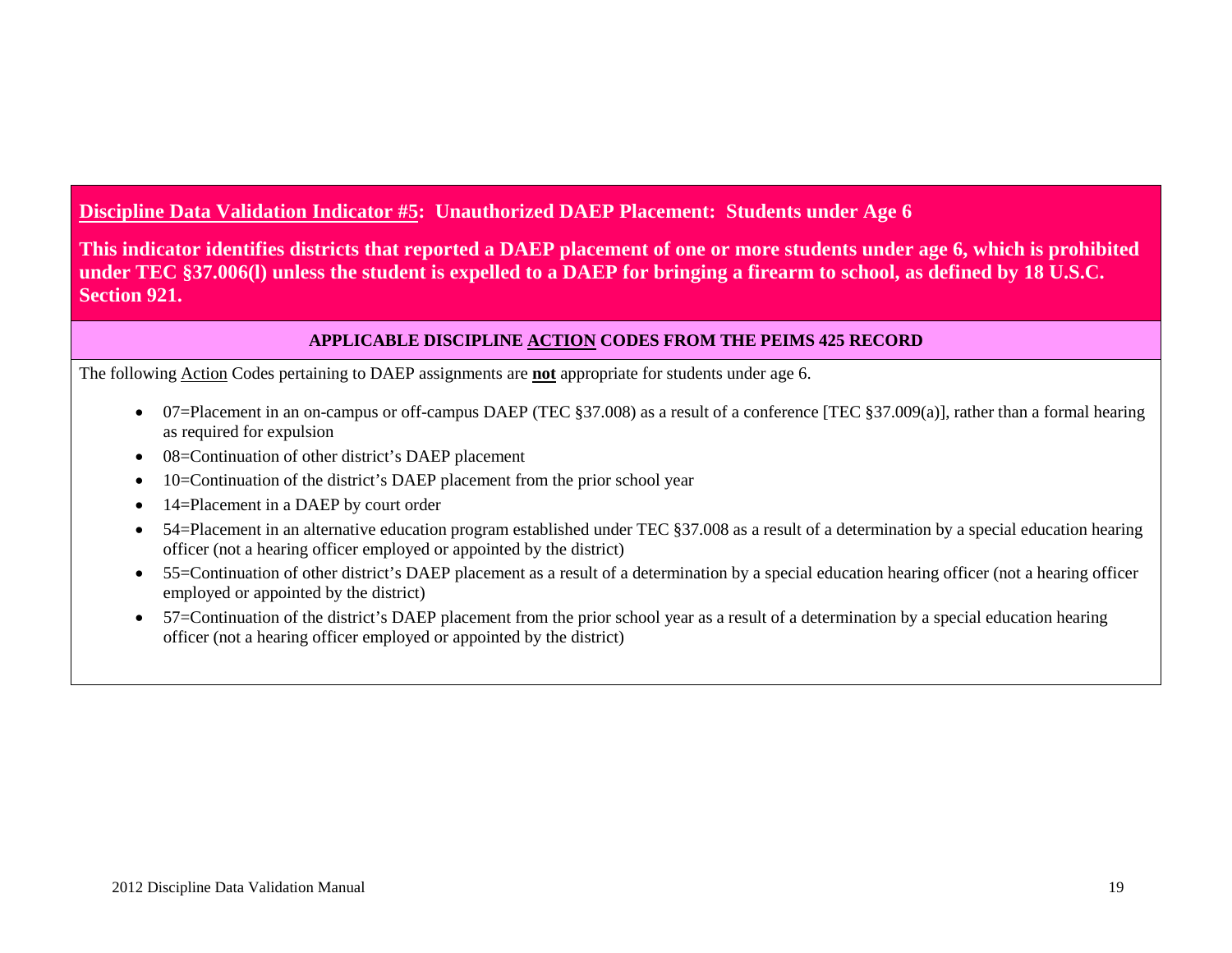## <u>Discipline Data Validation Indicator #5</u>: Unauthorized DAEP Placement: Students under Age 6

**This indicator identifies districts that reported a DAEP placement of one or more students under age 6, which is prohibited under TEC §37.006(l) unless the student is expelled to a DAEP for bringing a firearm to school, as defined by 18 U.S.C. Section 921.**

### APPLICABLE DISCIPLINE <u>ACTION</u> CODES FROM THE PEIMS 425 RECORD

The following <u>Action</u> Codes pertaining to DAEP assignments are <u>**not**</u> appropriate for students under age 6.

- 07=Placement in an on-campus or off-campus DAEP (TEC §37.008) as a result of a conference [TEC §37.009(a)], rather than a formal hearing as required for expulsion
- 08=Continuation of other district's DAEP placement
- 10=Continuation of the district's DAEP placement from the prior school year
- 14=Placement in a DAEP by court order
- 54=Placement in an alternative education program established under TEC §37.008 as a result of a determination by a special education hearing officer (not a hearing officer employed or appointed by the district)
- 55=Continuation of other district's DAEP placement as a result of a determination by a special education hearing officer (not a hearing officer employed or appointed by the district)
- 57=Continuation of the district's DAEP placement from the prior school year as a result of a determination by a special education hearing officer (not a hearing officer employed or appointed by the district)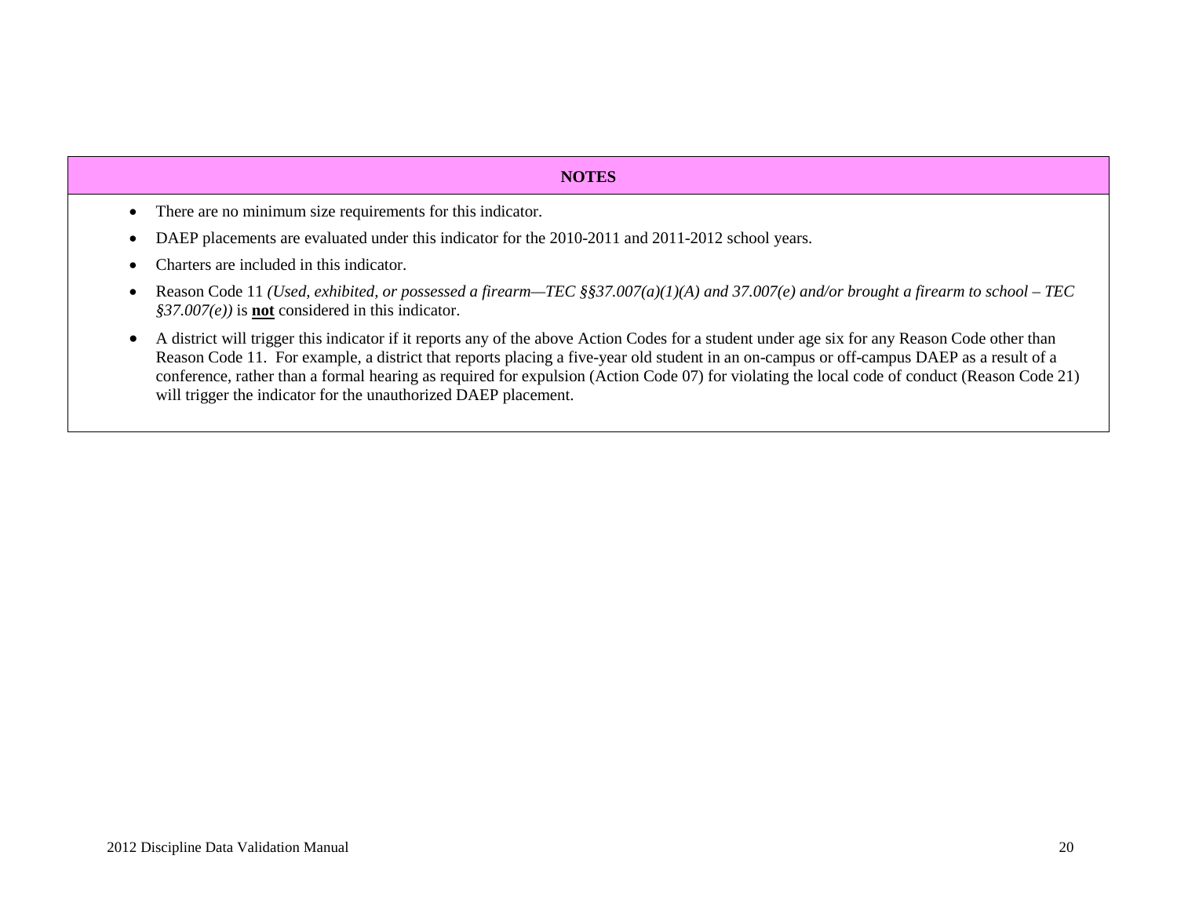| **NOTES** |
| --- |
| • There are no minimum size requirements for this indicator.<br>• DAEP placements are evaluated under this indicator for the 2010-2011 and 2011-2012 school years.<br>• Charters are included in this indicator.<br>• Reason Code 11 *(Used, exhibited, or possessed a firearm—TEC §§37.007(a)(1)(A) and 37.007(e) and/or brought a firearm to school – TEC §37.007(e))* is **not** considered in this indicator.<br>• A district will trigger this indicator if it reports any of the above Action Codes for a student under age six for any Reason Code other than Reason Code 11. For example, a district that reports placing a five-year old student in an on-campus or off-campus DAEP as a result of a conference, rather than a formal hearing as required for expulsion (Action Code 07) for violating the local code of conduct (Reason Code 21) will trigger the indicator for the unauthorized DAEP placement. |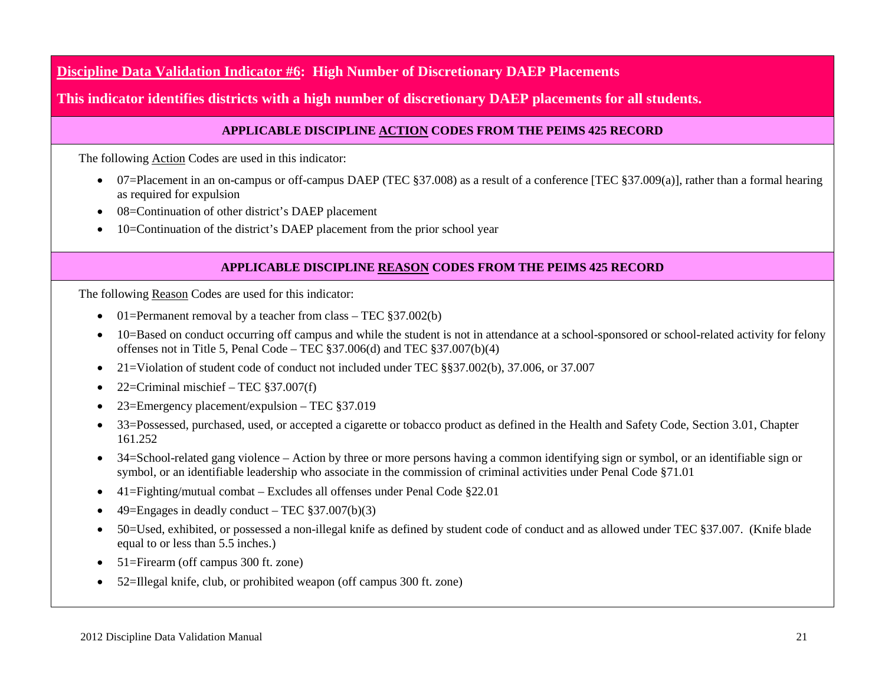## **Discipline Data Validation Indicator #6: High Number of Discretionary DAEP Placements**

**This indicator identifies districts with a high number of discretionary DAEP placements for all students.**

### APPLICABLE DISCIPLINE ACTION CODES FROM THE PEIMS 425 RECORD

The following Action Codes are used in this indicator:

- 07=Placement in an on-campus or off-campus DAEP (TEC §37.008) as a result of a conference [TEC §37.009(a)], rather than a formal hearing as required for expulsion
- 08=Continuation of other district's DAEP placement
- 10=Continuation of the district's DAEP placement from the prior school year

### APPLICABLE DISCIPLINE REASON CODES FROM THE PEIMS 425 RECORD

The following Reason Codes are used for this indicator:

- 01=Permanent removal by a teacher from class – TEC §37.002(b)
- 10=Based on conduct occurring off campus and while the student is not in attendance at a school-sponsored or school-related activity for felony offenses not in Title 5, Penal Code – TEC §37.006(d) and TEC §37.007(b)(4)
- 21=Violation of student code of conduct not included under TEC §§37.002(b), 37.006, or 37.007
- 22=Criminal mischief – TEC §37.007(f)
- 23=Emergency placement/expulsion – TEC §37.019
- 33=Possessed, purchased, used, or accepted a cigarette or tobacco product as defined in the Health and Safety Code, Section 3.01, Chapter 161.252
- 34=School-related gang violence – Action by three or more persons having a common identifying sign or symbol, or an identifiable sign or symbol, or an identifiable leadership who associate in the commission of criminal activities under Penal Code §71.01
- 41=Fighting/mutual combat – Excludes all offenses under Penal Code §22.01
- 49=Engages in deadly conduct – TEC §37.007(b)(3)
- 50=Used, exhibited, or possessed a non-illegal knife as defined by student code of conduct and as allowed under TEC §37.007. (Knife blade equal to or less than 5.5 inches.)
- 51=Firearm (off campus 300 ft. zone)
- 52=Illegal knife, club, or prohibited weapon (off campus 300 ft. zone)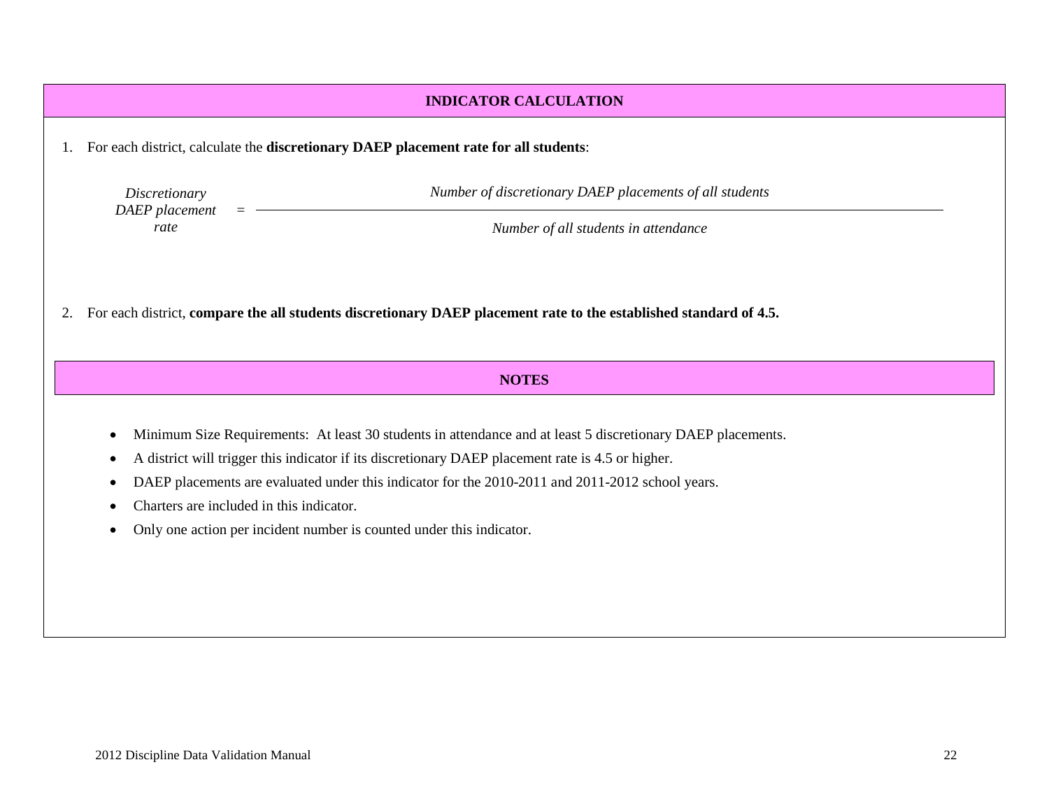## INDICATOR CALCULATION

1. For each district, calculate the **discretionary DAEP placement rate for all students**:

$$\textit{Discretionary DAEP placement rate} = \frac{\textit{Number of discretionary DAEP placements of all students}}{\textit{Number of all students in attendance}}$$

2. For each district, **compare the all students discretionary DAEP placement rate to the established standard of 4.5.**

## NOTES

- Minimum Size Requirements: At least 30 students in attendance and at least 5 discretionary DAEP placements.
- A district will trigger this indicator if its discretionary DAEP placement rate is 4.5 or higher.
- DAEP placements are evaluated under this indicator for the 2010-2011 and 2011-2012 school years.
- Charters are included in this indicator.
- Only one action per incident number is counted under this indicator.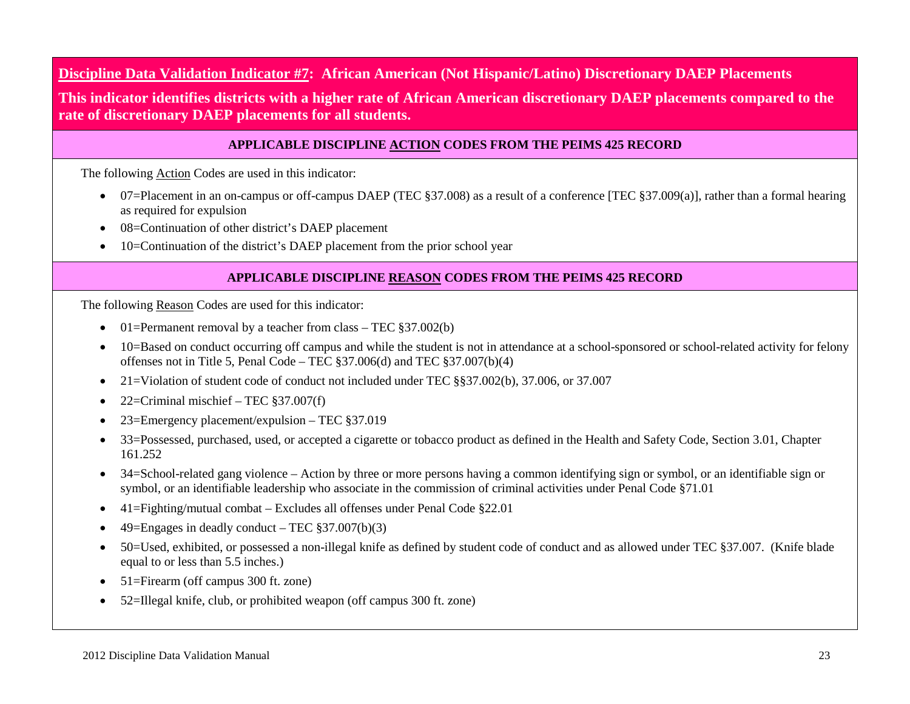**<u>Discipline Data Validation Indicator #7</u>: African American (Not Hispanic/Latino) Discretionary DAEP Placements**

**This indicator identifies districts with a higher rate of African American discretionary DAEP placements compared to the rate of discretionary DAEP placements for all students.**

**APPLICABLE DISCIPLINE <u>ACTION</u> CODES FROM THE PEIMS 425 RECORD**

The following <u>Action</u> Codes are used in this indicator:

- 07=Placement in an on-campus or off-campus DAEP (TEC §37.008) as a result of a conference [TEC §37.009(a)], rather than a formal hearing as required for expulsion
- 08=Continuation of other district's DAEP placement
- 10=Continuation of the district's DAEP placement from the prior school year

**APPLICABLE DISCIPLINE <u>REASON</u> CODES FROM THE PEIMS 425 RECORD**

The following <u>Reason</u> Codes are used for this indicator:

- 01=Permanent removal by a teacher from class – TEC §37.002(b)
- 10=Based on conduct occurring off campus and while the student is not in attendance at a school-sponsored or school-related activity for felony offenses not in Title 5, Penal Code – TEC §37.006(d) and TEC §37.007(b)(4)
- 21=Violation of student code of conduct not included under TEC §§37.002(b), 37.006, or 37.007
- 22=Criminal mischief – TEC §37.007(f)
- 23=Emergency placement/expulsion – TEC §37.019
- 33=Possessed, purchased, used, or accepted a cigarette or tobacco product as defined in the Health and Safety Code, Section 3.01, Chapter 161.252
- 34=School-related gang violence – Action by three or more persons having a common identifying sign or symbol, or an identifiable sign or symbol, or an identifiable leadership who associate in the commission of criminal activities under Penal Code §71.01
- 41=Fighting/mutual combat – Excludes all offenses under Penal Code §22.01
- 49=Engages in deadly conduct – TEC §37.007(b)(3)
- 50=Used, exhibited, or possessed a non-illegal knife as defined by student code of conduct and as allowed under TEC §37.007. (Knife blade equal to or less than 5.5 inches.)
- 51=Firearm (off campus 300 ft. zone)
- 52=Illegal knife, club, or prohibited weapon (off campus 300 ft. zone)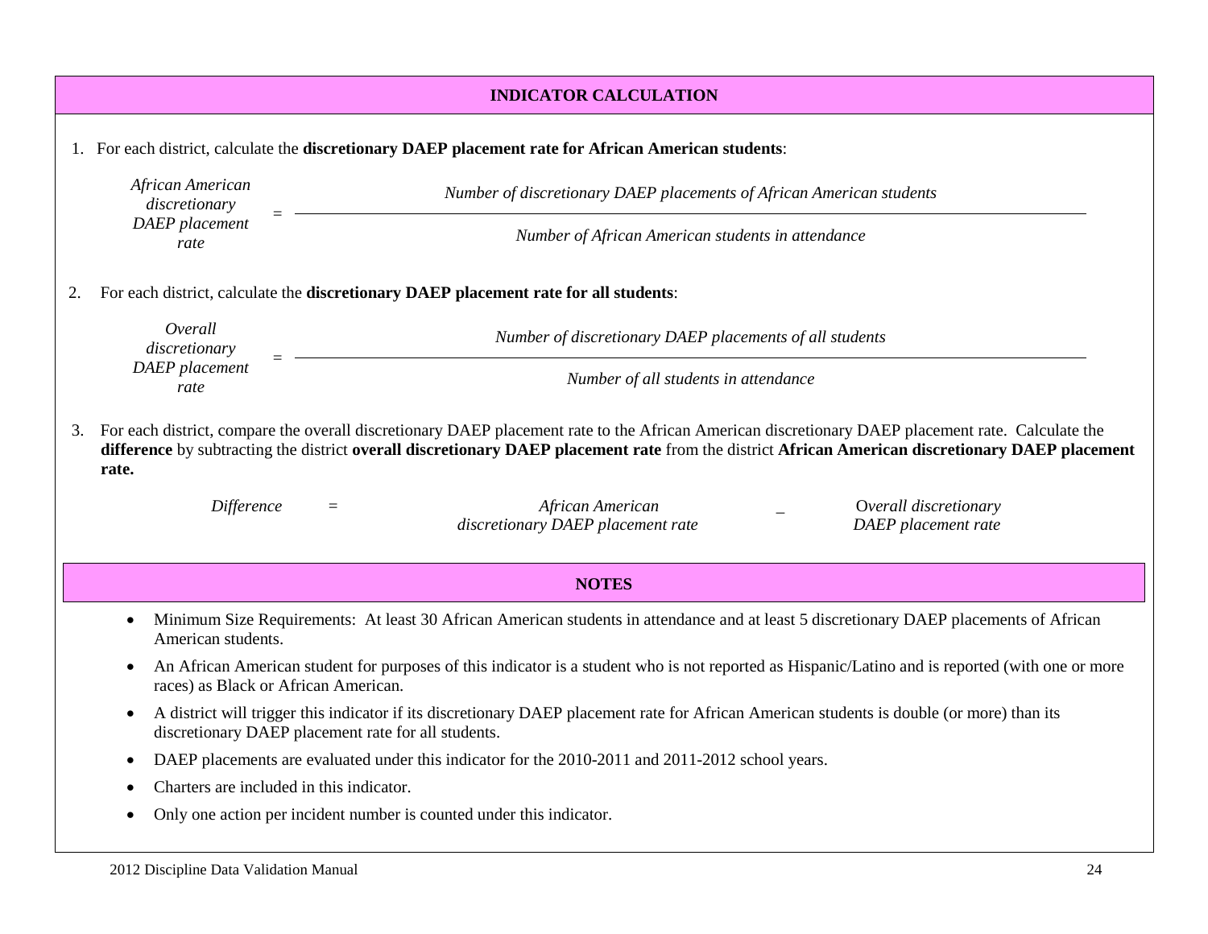## INDICATOR CALCULATION

1. For each district, calculate the **discretionary DAEP placement rate for African American students**:

$$\textit{African American discretionary DAEP placement rate} = \frac{\textit{Number of discretionary DAEP placements of African American students}}{\textit{Number of African American students in attendance}}$$

2. For each district, calculate the **discretionary DAEP placement rate for all students**:

$$\textit{Overall discretionary DAEP placement rate} = \frac{\textit{Number of discretionary DAEP placements of all students}}{\textit{Number of all students in attendance}}$$

3. For each district, compare the overall discretionary DAEP placement rate to the African American discretionary DAEP placement rate. Calculate the **difference** by subtracting the district **overall discretionary DAEP placement rate** from the district **African American discretionary DAEP placement rate.**

$$\textit{Difference} = \textit{African American discretionary DAEP placement rate} - \textit{Overall discretionary DAEP placement rate}$$

## NOTES

- Minimum Size Requirements: At least 30 African American students in attendance and at least 5 discretionary DAEP placements of African American students.
- An African American student for purposes of this indicator is a student who is not reported as Hispanic/Latino and is reported (with one or more races) as Black or African American.
- A district will trigger this indicator if its discretionary DAEP placement rate for African American students is double (or more) than its discretionary DAEP placement rate for all students.
- DAEP placements are evaluated under this indicator for the 2010-2011 and 2011-2012 school years.
- Charters are included in this indicator.
- Only one action per incident number is counted under this indicator.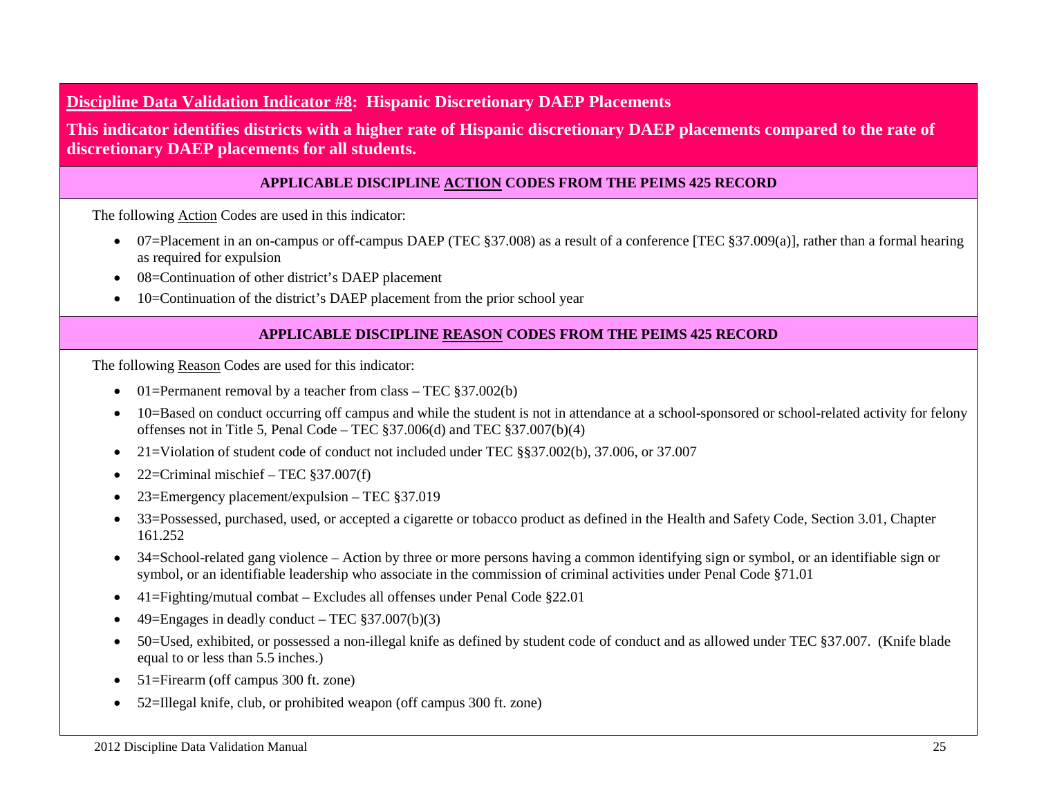## Discipline Data Validation Indicator #8: Hispanic Discretionary DAEP Placements

**This indicator identifies districts with a higher rate of Hispanic discretionary DAEP placements compared to the rate of discretionary DAEP placements for all students.**

### APPLICABLE DISCIPLINE ACTION CODES FROM THE PEIMS 425 RECORD

The following Action Codes are used in this indicator:

- 07=Placement in an on-campus or off-campus DAEP (TEC §37.008) as a result of a conference [TEC §37.009(a)], rather than a formal hearing as required for expulsion
- 08=Continuation of other district's DAEP placement
- 10=Continuation of the district's DAEP placement from the prior school year

### APPLICABLE DISCIPLINE REASON CODES FROM THE PEIMS 425 RECORD

The following Reason Codes are used for this indicator:

- 01=Permanent removal by a teacher from class – TEC §37.002(b)
- 10=Based on conduct occurring off campus and while the student is not in attendance at a school-sponsored or school-related activity for felony offenses not in Title 5, Penal Code – TEC §37.006(d) and TEC §37.007(b)(4)
- 21=Violation of student code of conduct not included under TEC §§37.002(b), 37.006, or 37.007
- 22=Criminal mischief – TEC §37.007(f)
- 23=Emergency placement/expulsion – TEC §37.019
- 33=Possessed, purchased, used, or accepted a cigarette or tobacco product as defined in the Health and Safety Code, Section 3.01, Chapter 161.252
- 34=School-related gang violence – Action by three or more persons having a common identifying sign or symbol, or an identifiable sign or symbol, or an identifiable leadership who associate in the commission of criminal activities under Penal Code §71.01
- 41=Fighting/mutual combat – Excludes all offenses under Penal Code §22.01
- 49=Engages in deadly conduct – TEC §37.007(b)(3)
- 50=Used, exhibited, or possessed a non-illegal knife as defined by student code of conduct and as allowed under TEC §37.007. (Knife blade equal to or less than 5.5 inches.)
- 51=Firearm (off campus 300 ft. zone)
- 52=Illegal knife, club, or prohibited weapon (off campus 300 ft. zone)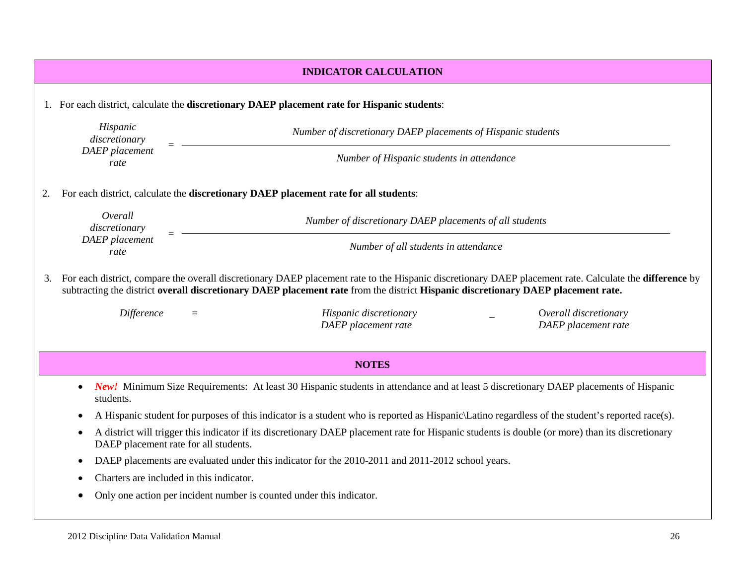## INDICATOR CALCULATION

1. For each district, calculate the **discretionary DAEP placement rate for Hispanic students**:

$$\text{Hispanic discretionary DAEP placement rate} = \frac{\text{Number of discretionary DAEP placements of Hispanic students}}{\text{Number of Hispanic students in attendance}}$$

2. For each district, calculate the **discretionary DAEP placement rate for all students**:

$$\text{Overall discretionary DAEP placement rate} = \frac{\text{Number of discretionary DAEP placements of all students}}{\text{Number of all students in attendance}}$$

3. For each district, compare the overall discretionary DAEP placement rate to the Hispanic discretionary DAEP placement rate. Calculate the **difference** by subtracting the district **overall discretionary DAEP placement rate** from the district **Hispanic discretionary DAEP placement rate.**

$$\text{Difference} = \text{Hispanic discretionary DAEP placement rate} - \text{Overall discretionary DAEP placement rate}$$

## NOTES

- ***New!*** Minimum Size Requirements: At least 30 Hispanic students in attendance and at least 5 discretionary DAEP placements of Hispanic students.
- A Hispanic student for purposes of this indicator is a student who is reported as Hispanic\Latino regardless of the student's reported race(s).
- A district will trigger this indicator if its discretionary DAEP placement rate for Hispanic students is double (or more) than its discretionary DAEP placement rate for all students.
- DAEP placements are evaluated under this indicator for the 2010-2011 and 2011-2012 school years.
- Charters are included in this indicator.
- Only one action per incident number is counted under this indicator.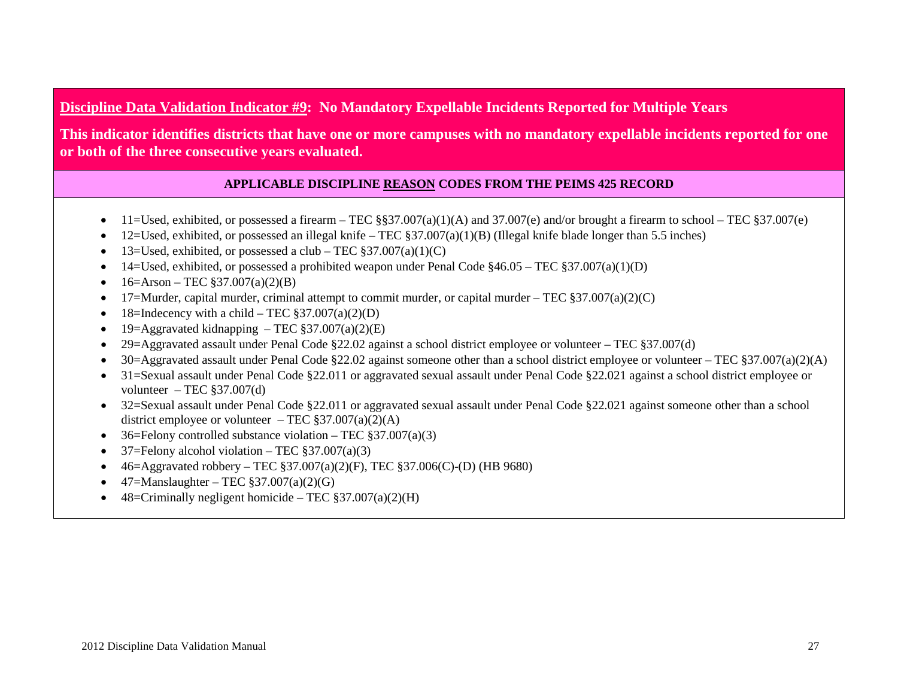## <u>Discipline Data Validation Indicator #9</u>: No Mandatory Expellable Incidents Reported for Multiple Years

**This indicator identifies districts that have one or more campuses with no mandatory expellable incidents reported for one or both of the three consecutive years evaluated.**

**APPLICABLE DISCIPLINE <u>REASON</u> CODES FROM THE PEIMS 425 RECORD**

- 11=Used, exhibited, or possessed a firearm – TEC §§37.007(a)(1)(A) and 37.007(e) and/or brought a firearm to school – TEC §37.007(e)
- 12=Used, exhibited, or possessed an illegal knife – TEC §37.007(a)(1)(B) (Illegal knife blade longer than 5.5 inches)
- 13=Used, exhibited, or possessed a club – TEC §37.007(a)(1)(C)
- 14=Used, exhibited, or possessed a prohibited weapon under Penal Code §46.05 – TEC §37.007(a)(1)(D)
- 16=Arson – TEC §37.007(a)(2)(B)
- 17=Murder, capital murder, criminal attempt to commit murder, or capital murder – TEC §37.007(a)(2)(C)
- 18=Indecency with a child – TEC §37.007(a)(2)(D)
- 19=Aggravated kidnapping – TEC §37.007(a)(2)(E)
- 29=Aggravated assault under Penal Code §22.02 against a school district employee or volunteer – TEC §37.007(d)
- 30=Aggravated assault under Penal Code §22.02 against someone other than a school district employee or volunteer – TEC §37.007(a)(2)(A)
- 31=Sexual assault under Penal Code §22.011 or aggravated sexual assault under Penal Code §22.021 against a school district employee or volunteer – TEC §37.007(d)
- 32=Sexual assault under Penal Code §22.011 or aggravated sexual assault under Penal Code §22.021 against someone other than a school district employee or volunteer – TEC §37.007(a)(2)(A)
- 36=Felony controlled substance violation – TEC §37.007(a)(3)
- 37=Felony alcohol violation – TEC §37.007(a)(3)
- 46=Aggravated robbery – TEC §37.007(a)(2)(F), TEC §37.006(C)-(D) (HB 9680)
- 47=Manslaughter – TEC §37.007(a)(2)(G)
- 48=Criminally negligent homicide – TEC §37.007(a)(2)(H)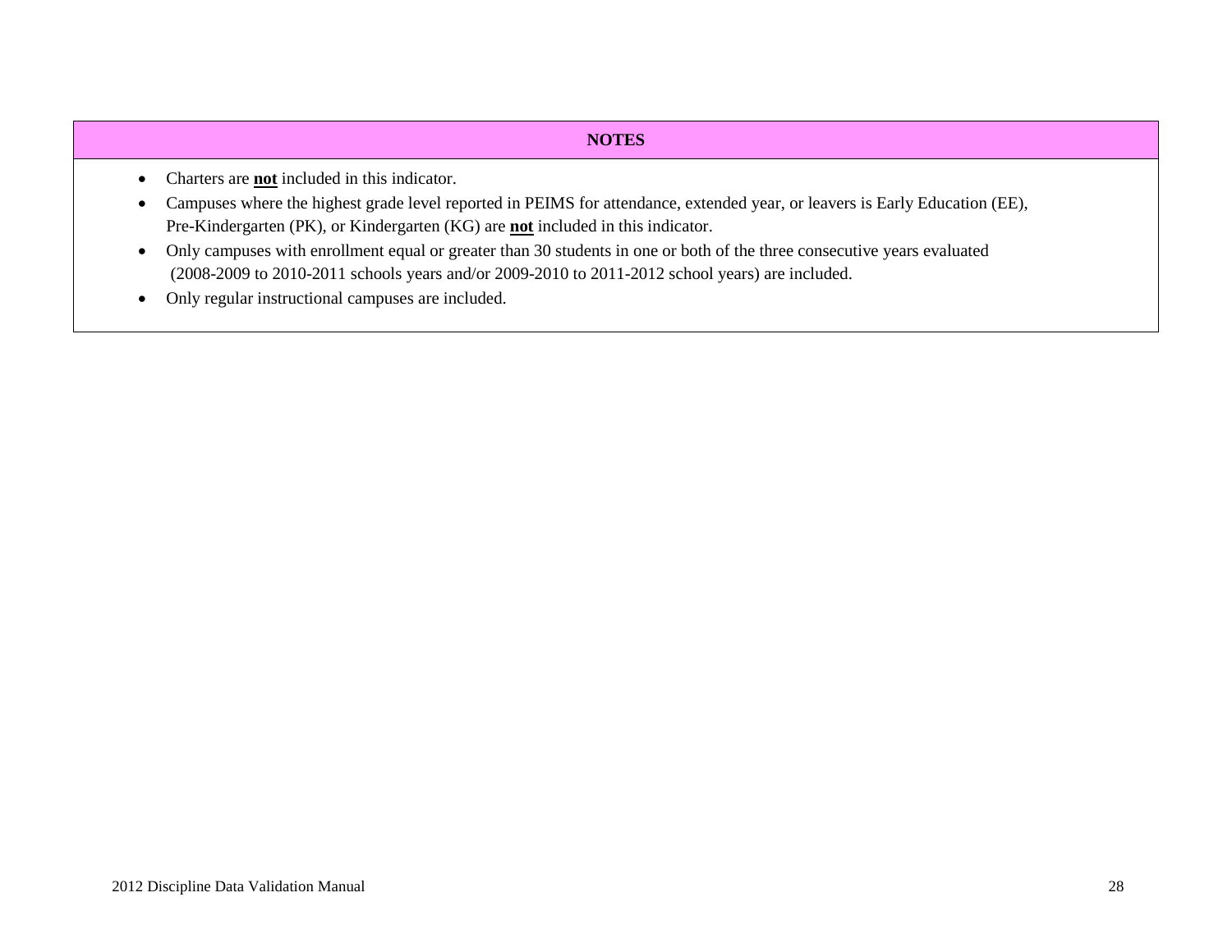| NOTES |
| --- |
| <ul><li>Charters are **<u>not</u>** included in this indicator.</li><li>Campuses where the highest grade level reported in PEIMS for attendance, extended year, or leavers is Early Education (EE), Pre-Kindergarten (PK), or Kindergarten (KG) are **<u>not</u>** included in this indicator.</li><li>Only campuses with enrollment equal or greater than 30 students in one or both of the three consecutive years evaluated (2008-2009 to 2010-2011 schools years and/or 2009-2010 to 2011-2012 school years) are included.</li><li>Only regular instructional campuses are included.</li></ul> |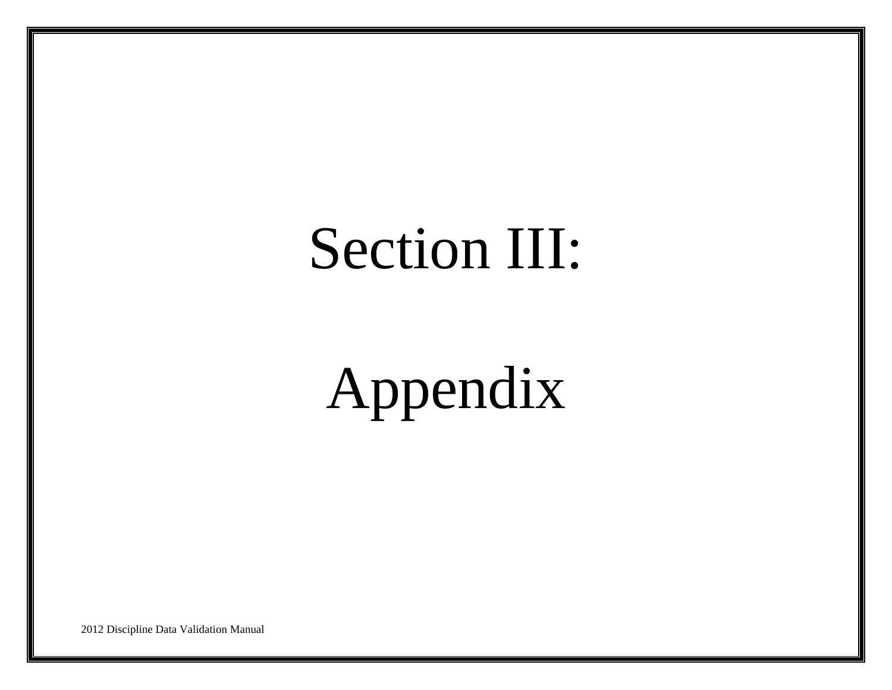# Section III:

# Appendix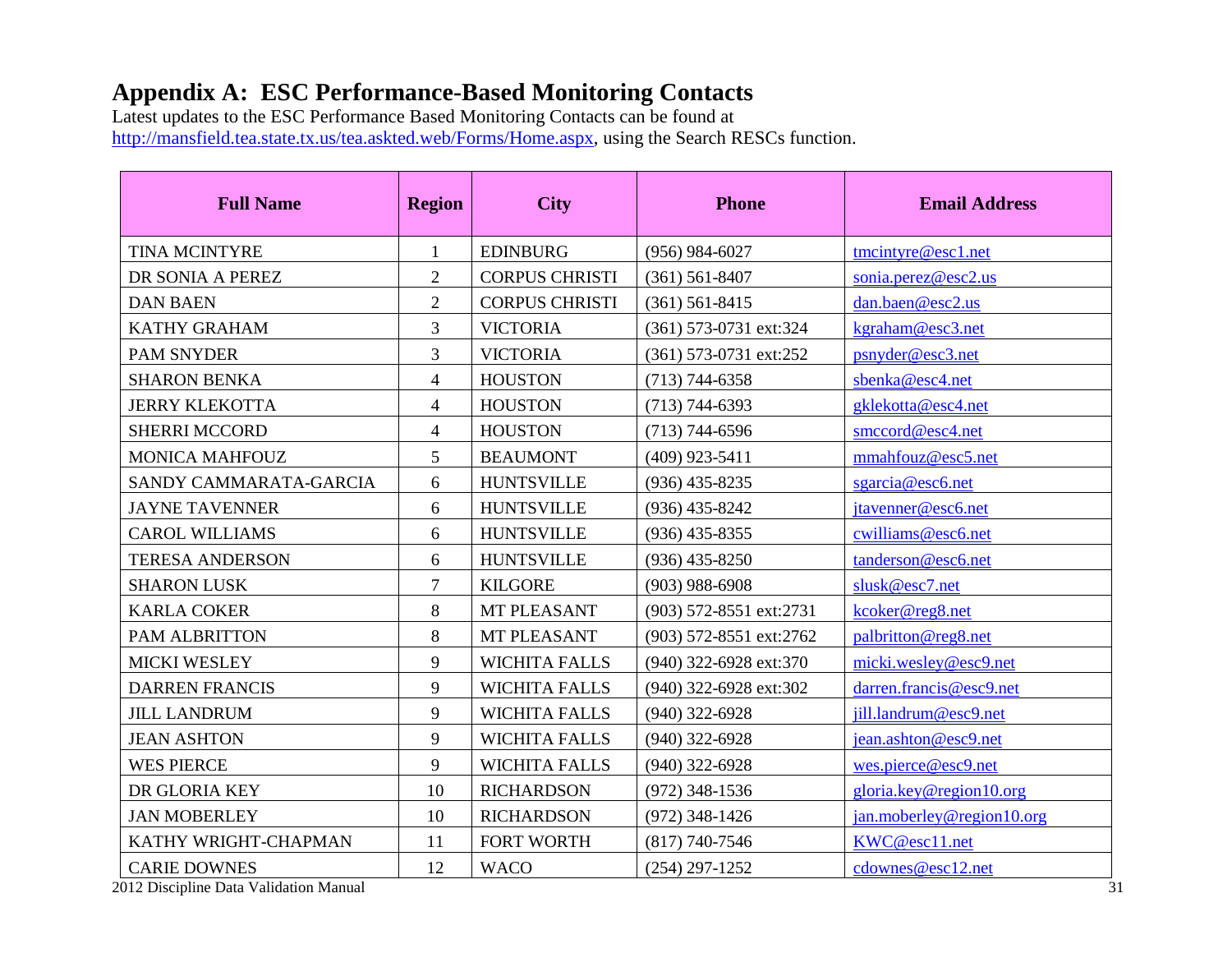# Appendix A: ESC Performance-Based Monitoring Contacts

Latest updates to the ESC Performance Based Monitoring Contacts can be found at http://mansfield.tea.state.tx.us/tea.askted.web/Forms/Home.aspx, using the Search RESCs function.

| Full Name | Region | City | Phone | Email Address |
|---|---|---|---|---|
| TINA MCINTYRE | 1 | EDINBURG | (956) 984-6027 | tmcintyre@esc1.net |
| DR SONIA A PEREZ | 2 | CORPUS CHRISTI | (361) 561-8407 | sonia.perez@esc2.us |
| DAN BAEN | 2 | CORPUS CHRISTI | (361) 561-8415 | dan.baen@esc2.us |
| KATHY GRAHAM | 3 | VICTORIA | (361) 573-0731 ext:324 | kgraham@esc3.net |
| PAM SNYDER | 3 | VICTORIA | (361) 573-0731 ext:252 | psnyder@esc3.net |
| SHARON BENKA | 4 | HOUSTON | (713) 744-6358 | sbenka@esc4.net |
| JERRY KLEKOTTA | 4 | HOUSTON | (713) 744-6393 | gklekotta@esc4.net |
| SHERRI MCCORD | 4 | HOUSTON | (713) 744-6596 | smccord@esc4.net |
| MONICA MAHFOUZ | 5 | BEAUMONT | (409) 923-5411 | mmahfouz@esc5.net |
| SANDY CAMMARATA-GARCIA | 6 | HUNTSVILLE | (936) 435-8235 | sgarcia@esc6.net |
| JAYNE TAVENNER | 6 | HUNTSVILLE | (936) 435-8242 | jtavenner@esc6.net |
| CAROL WILLIAMS | 6 | HUNTSVILLE | (936) 435-8355 | cwilliams@esc6.net |
| TERESA ANDERSON | 6 | HUNTSVILLE | (936) 435-8250 | tanderson@esc6.net |
| SHARON LUSK | 7 | KILGORE | (903) 988-6908 | slusk@esc7.net |
| KARLA COKER | 8 | MT PLEASANT | (903) 572-8551 ext:2731 | kcoker@reg8.net |
| PAM ALBRITTON | 8 | MT PLEASANT | (903) 572-8551 ext:2762 | palbritton@reg8.net |
| MICKI WESLEY | 9 | WICHITA FALLS | (940) 322-6928 ext:370 | micki.wesley@esc9.net |
| DARREN FRANCIS | 9 | WICHITA FALLS | (940) 322-6928 ext:302 | darren.francis@esc9.net |
| JILL LANDRUM | 9 | WICHITA FALLS | (940) 322-6928 | jill.landrum@esc9.net |
| JEAN ASHTON | 9 | WICHITA FALLS | (940) 322-6928 | jean.ashton@esc9.net |
| WES PIERCE | 9 | WICHITA FALLS | (940) 322-6928 | wes.pierce@esc9.net |
| DR GLORIA KEY | 10 | RICHARDSON | (972) 348-1536 | gloria.key@region10.org |
| JAN MOBERLEY | 10 | RICHARDSON | (972) 348-1426 | jan.moberley@region10.org |
| KATHY WRIGHT-CHAPMAN | 11 | FORT WORTH | (817) 740-7546 | KWC@esc11.net |
| CARIE DOWNES | 12 | WACO | (254) 297-1252 | cdownes@esc12.net |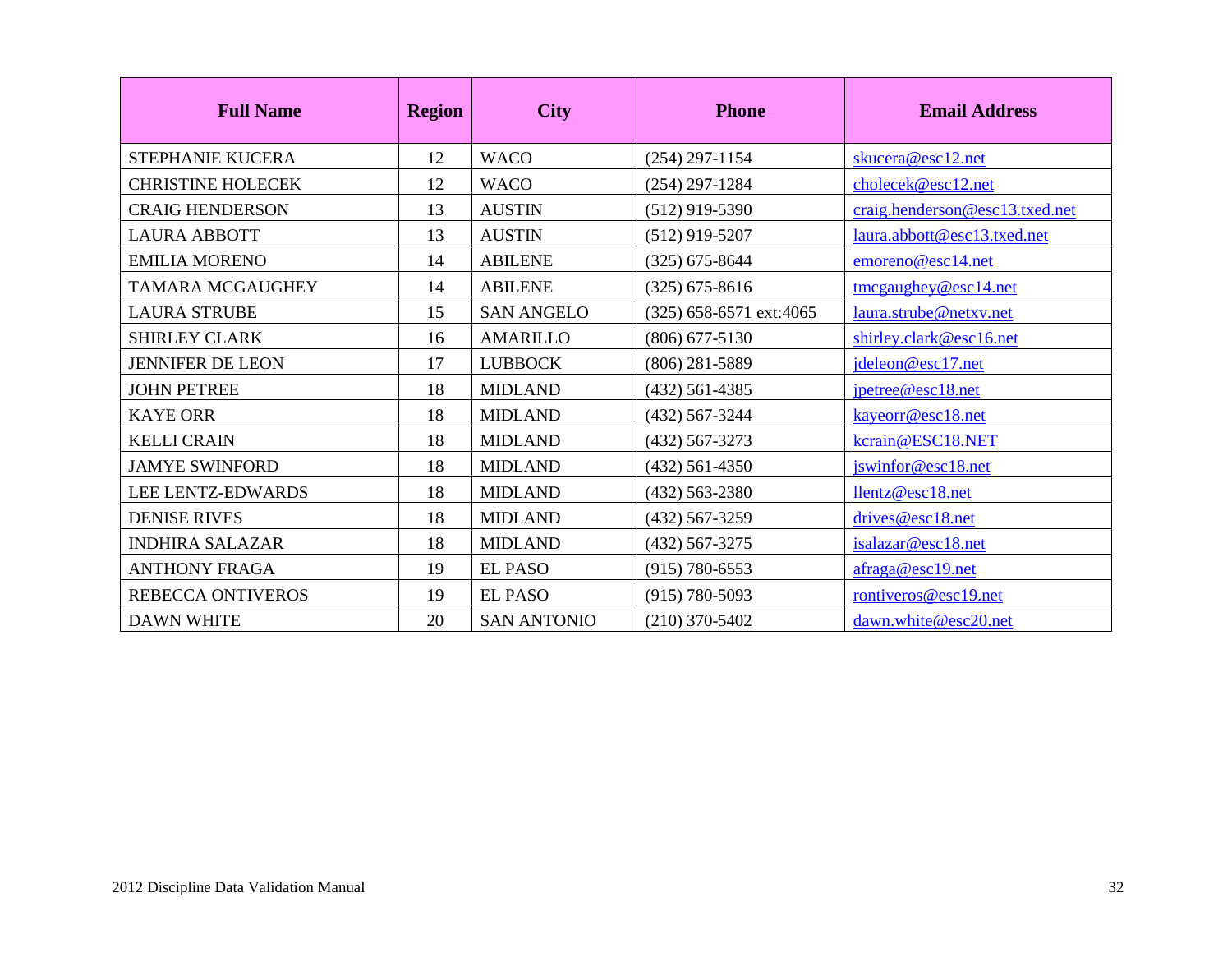| Full Name | Region | City | Phone | Email Address |
|---|---|---|---|---|
| STEPHANIE KUCERA | 12 | WACO | (254) 297-1154 | skucera@esc12.net |
| CHRISTINE HOLECEK | 12 | WACO | (254) 297-1284 | cholecek@esc12.net |
| CRAIG HENDERSON | 13 | AUSTIN | (512) 919-5390 | craig.henderson@esc13.txed.net |
| LAURA ABBOTT | 13 | AUSTIN | (512) 919-5207 | laura.abbott@esc13.txed.net |
| EMILIA MORENO | 14 | ABILENE | (325) 675-8644 | emoreno@esc14.net |
| TAMARA MCGAUGHEY | 14 | ABILENE | (325) 675-8616 | tmcgaughey@esc14.net |
| LAURA STRUBE | 15 | SAN ANGELO | (325) 658-6571 ext:4065 | laura.strube@netxv.net |
| SHIRLEY CLARK | 16 | AMARILLO | (806) 677-5130 | shirley.clark@esc16.net |
| JENNIFER DE LEON | 17 | LUBBOCK | (806) 281-5889 | jdeleon@esc17.net |
| JOHN PETREE | 18 | MIDLAND | (432) 561-4385 | jpetree@esc18.net |
| KAYE ORR | 18 | MIDLAND | (432) 567-3244 | kayeorr@esc18.net |
| KELLI CRAIN | 18 | MIDLAND | (432) 567-3273 | kcrain@ESC18.NET |
| JAMYE SWINFORD | 18 | MIDLAND | (432) 561-4350 | jswinfor@esc18.net |
| LEE LENTZ-EDWARDS | 18 | MIDLAND | (432) 563-2380 | llentz@esc18.net |
| DENISE RIVES | 18 | MIDLAND | (432) 567-3259 | drives@esc18.net |
| INDHIRA SALAZAR | 18 | MIDLAND | (432) 567-3275 | isalazar@esc18.net |
| ANTHONY FRAGA | 19 | EL PASO | (915) 780-6553 | afraga@esc19.net |
| REBECCA ONTIVEROS | 19 | EL PASO | (915) 780-5093 | rontiveros@esc19.net |
| DAWN WHITE | 20 | SAN ANTONIO | (210) 370-5402 | dawn.white@esc20.net |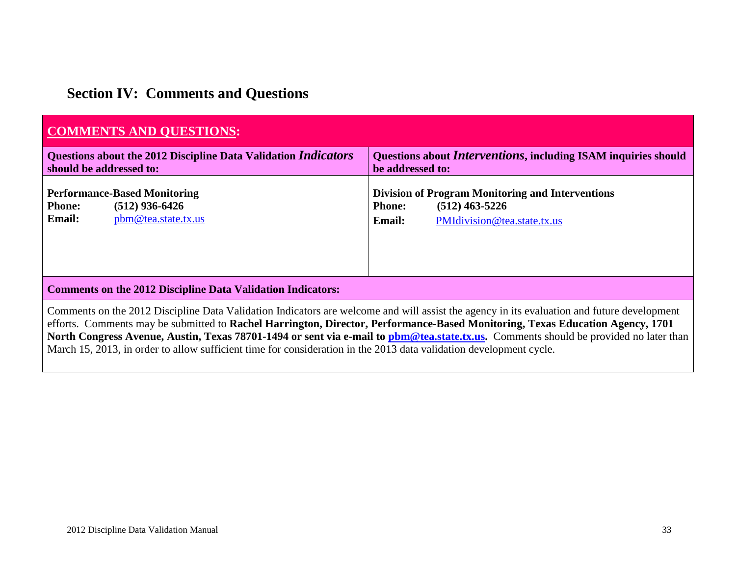## Section IV: Comments and Questions

| **COMMENTS AND QUESTIONS:** | |
|---|---|
| **Questions about the 2012 Discipline Data Validation *Indicators* should be addressed to:** | **Questions about *Interventions*, including ISAM inquiries should be addressed to:** |
| **Performance-Based Monitoring**<br>**Phone:** **(512) 936-6426**<br>**Email:** pbm@tea.state.tx.us | **Division of Program Monitoring and Interventions**<br>**Phone:** **(512) 463-5226**<br>**Email:** PMIdivision@tea.state.tx.us |

**Comments on the 2012 Discipline Data Validation Indicators:**

Comments on the 2012 Discipline Data Validation Indicators are welcome and will assist the agency in its evaluation and future development efforts. Comments may be submitted to **Rachel Harrington, Director, Performance-Based Monitoring, Texas Education Agency, 1701 North Congress Avenue, Austin, Texas 78701-1494 or sent via e-mail to pbm@tea.state.tx.us.** Comments should be provided no later than March 15, 2013, in order to allow sufficient time for consideration in the 2013 data validation development cycle.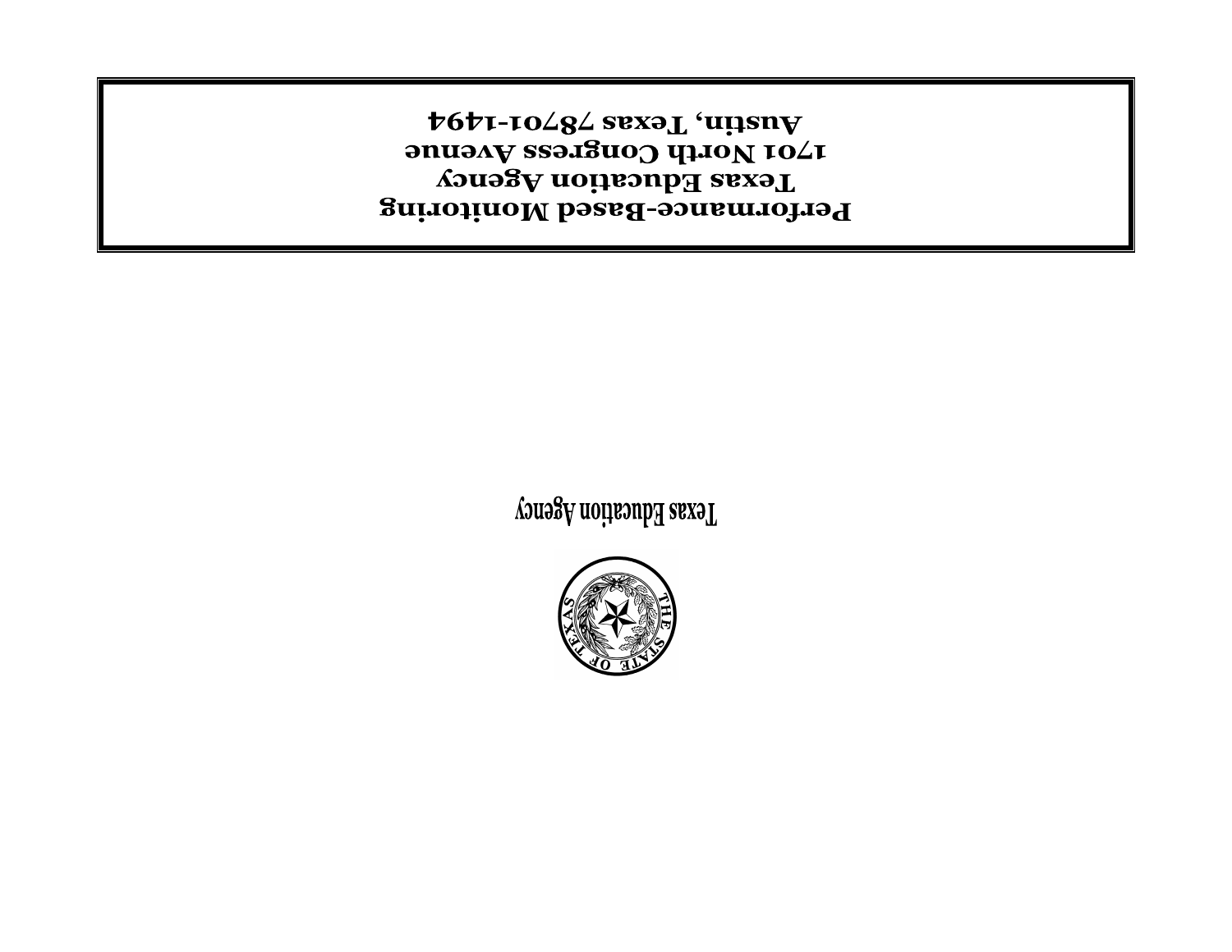Texas Education Agency

**Performance-Based Monitoring**
**Texas Education Agency**
**1701 North Congress Avenue**
**Austin, Texas 78701-1494**